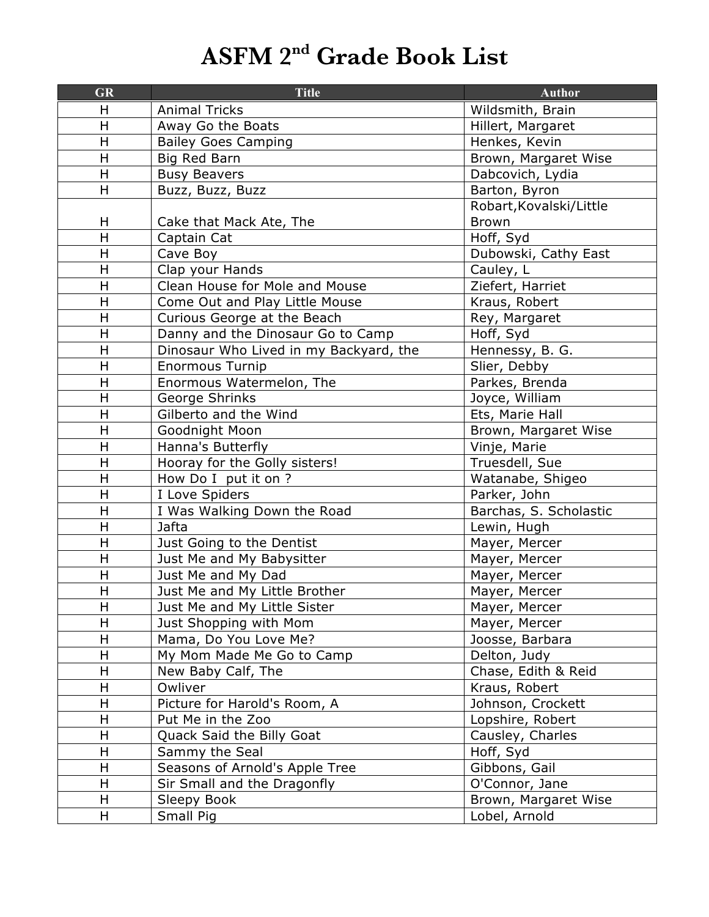# ASFM 2nd Grade Book List

| GR | Title | Author |
|---|---|---|
| H | Animal Tricks | Wildsmith, Brain |
| H | Away Go the Boats | Hillert, Margaret |
| H | Bailey Goes Camping | Henkes, Kevin |
| H | Big Red Barn | Brown, Margaret Wise |
| H | Busy Beavers | Dabcovich, Lydia |
| H | Buzz, Buzz, Buzz | Barton, Byron |
| H | Cake that Mack Ate, The | Robart,Kovalski/Little Brown |
| H | Captain Cat | Hoff, Syd |
| H | Cave Boy | Dubowski, Cathy East |
| H | Clap your Hands | Cauley, L |
| H | Clean House for Mole and Mouse | Ziefert, Harriet |
| H | Come Out and Play Little Mouse | Kraus, Robert |
| H | Curious George at the Beach | Rey, Margaret |
| H | Danny and the Dinosaur Go to Camp | Hoff, Syd |
| H | Dinosaur Who Lived in my Backyard, the | Hennessy, B. G. |
| H | Enormous Turnip | Slier, Debby |
| H | Enormous Watermelon, The | Parkes, Brenda |
| H | George Shrinks | Joyce, William |
| H | Gilberto and the Wind | Ets, Marie Hall |
| H | Goodnight Moon | Brown, Margaret Wise |
| H | Hanna's Butterfly | Vinje, Marie |
| H | Hooray for the Golly sisters! | Truesdell, Sue |
| H | How Do I put it on ? | Watanabe, Shigeo |
| H | I Love Spiders | Parker, John |
| H | I Was Walking Down the Road | Barchas, S. Scholastic |
| H | Jafta | Lewin, Hugh |
| H | Just Going to the Dentist | Mayer, Mercer |
| H | Just Me and My Babysitter | Mayer, Mercer |
| H | Just Me and My Dad | Mayer, Mercer |
| H | Just Me and My Little Brother | Mayer, Mercer |
| H | Just Me and My Little Sister | Mayer, Mercer |
| H | Just Shopping with Mom | Mayer, Mercer |
| H | Mama, Do You Love Me? | Joosse, Barbara |
| H | My Mom Made Me Go to Camp | Delton, Judy |
| H | New Baby Calf, The | Chase, Edith & Reid |
| H | Owliver | Kraus, Robert |
| H | Picture for Harold's Room, A | Johnson, Crockett |
| H | Put Me in the Zoo | Lopshire, Robert |
| H | Quack Said the Billy Goat | Causley, Charles |
| H | Sammy the Seal | Hoff, Syd |
| H | Seasons of Arnold's Apple Tree | Gibbons, Gail |
| H | Sir Small and the Dragonfly | O'Connor, Jane |
| H | Sleepy Book | Brown, Margaret Wise |
| H | Small Pig | Lobel, Arnold |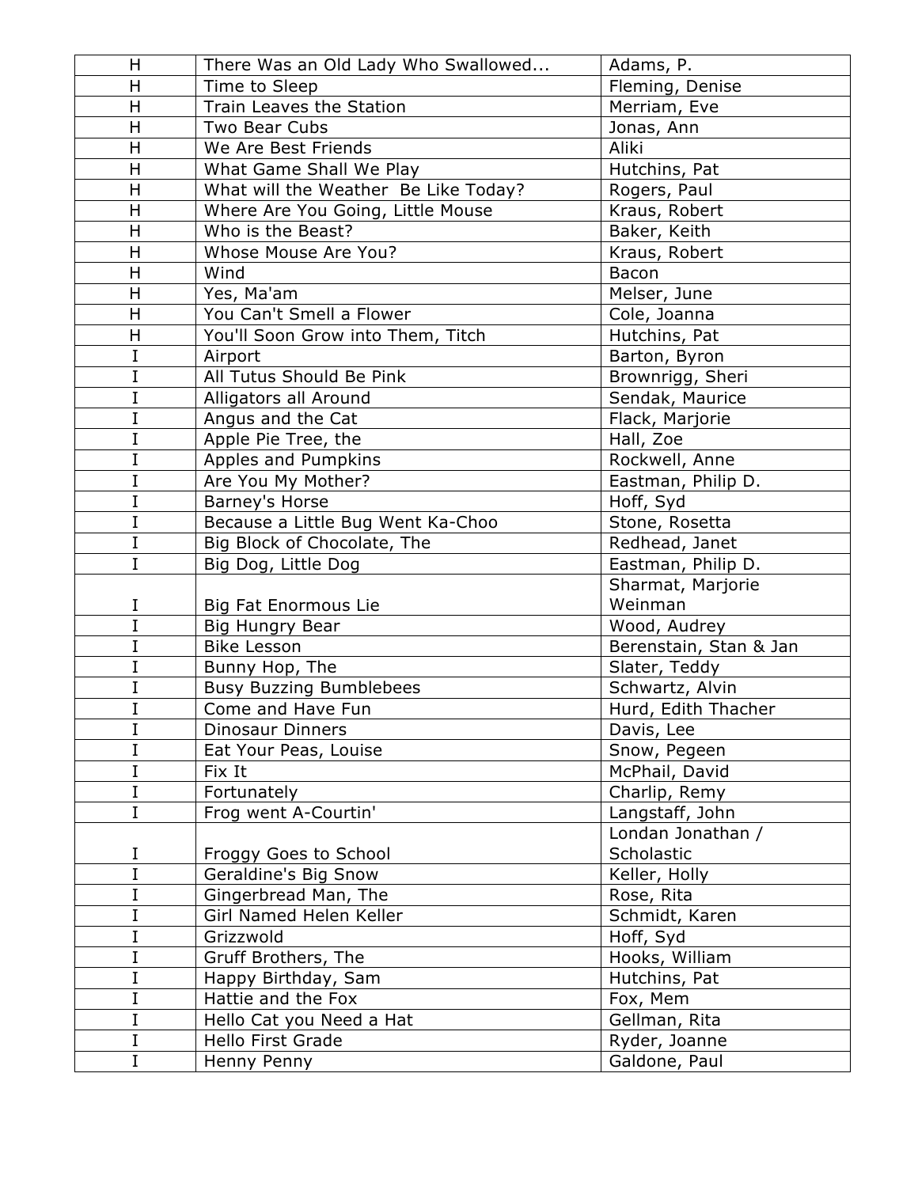| | | |
|---|---|---|
| H | There Was an Old Lady Who Swallowed... | Adams, P. |
| H | Time to Sleep | Fleming, Denise |
| H | Train Leaves the Station | Merriam, Eve |
| H | Two Bear Cubs | Jonas, Ann |
| H | We Are Best Friends | Aliki |
| H | What Game Shall We Play | Hutchins, Pat |
| H | What will the Weather Be Like Today? | Rogers, Paul |
| H | Where Are You Going, Little Mouse | Kraus, Robert |
| H | Who is the Beast? | Baker, Keith |
| H | Whose Mouse Are You? | Kraus, Robert |
| H | Wind | Bacon |
| H | Yes, Ma'am | Melser, June |
| H | You Can't Smell a Flower | Cole, Joanna |
| H | You'll Soon Grow into Them, Titch | Hutchins, Pat |
| I | Airport | Barton, Byron |
| I | All Tutus Should Be Pink | Brownrigg, Sheri |
| I | Alligators all Around | Sendak, Maurice |
| I | Angus and the Cat | Flack, Marjorie |
| I | Apple Pie Tree, the | Hall, Zoe |
| I | Apples and Pumpkins | Rockwell, Anne |
| I | Are You My Mother? | Eastman, Philip D. |
| I | Barney's Horse | Hoff, Syd |
| I | Because a Little Bug Went Ka-Choo | Stone, Rosetta |
| I | Big Block of Chocolate, The | Redhead, Janet |
| I | Big Dog, Little Dog | Eastman, Philip D. |
| I | Big Fat Enormous Lie | Sharmat, Marjorie Weinman |
| I | Big Hungry Bear | Wood, Audrey |
| I | Bike Lesson | Berenstain, Stan & Jan |
| I | Bunny Hop, The | Slater, Teddy |
| I | Busy Buzzing Bumblebees | Schwartz, Alvin |
| I | Come and Have Fun | Hurd, Edith Thacher |
| I | Dinosaur Dinners | Davis, Lee |
| I | Eat Your Peas, Louise | Snow, Pegeen |
| I | Fix It | McPhail, David |
| I | Fortunately | Charlip, Remy |
| I | Frog went A-Courtin' | Langstaff, John |
| I | Froggy Goes to School | Londan Jonathan / Scholastic |
| I | Geraldine's Big Snow | Keller, Holly |
| I | Gingerbread Man, The | Rose, Rita |
| I | Girl Named Helen Keller | Schmidt, Karen |
| I | Grizzwold | Hoff, Syd |
| I | Gruff Brothers, The | Hooks, William |
| I | Happy Birthday, Sam | Hutchins, Pat |
| I | Hattie and the Fox | Fox, Mem |
| I | Hello Cat you Need a Hat | Gellman, Rita |
| I | Hello First Grade | Ryder, Joanne |
| I | Henny Penny | Galdone, Paul |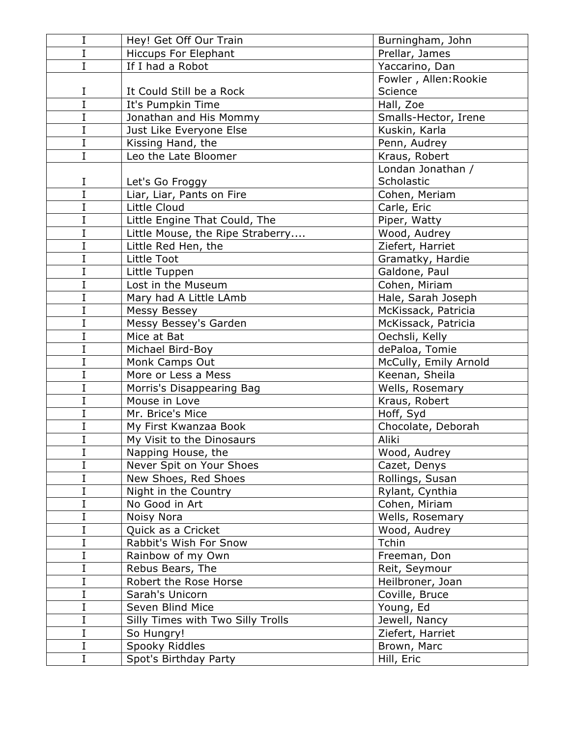| I | Hey! Get Off Our Train | Burningham, John |
|---|---|---|
| I | Hiccups For Elephant | Prellar, James |
| I | If I had a Robot | Yaccarino, Dan |
| I | It Could Still be a Rock | Fowler , Allen:Rookie Science |
| I | It's Pumpkin Time | Hall, Zoe |
| I | Jonathan and His Mommy | Smalls-Hector, Irene |
| I | Just Like Everyone Else | Kuskin, Karla |
| I | Kissing Hand, the | Penn, Audrey |
| I | Leo the Late Bloomer | Kraus, Robert |
| I | Let's Go Froggy | Londan Jonathan / Scholastic |
| I | Liar, Liar, Pants on Fire | Cohen, Meriam |
| I | Little Cloud | Carle, Eric |
| I | Little Engine That Could, The | Piper, Watty |
| I | Little Mouse, the Ripe Straberry.... | Wood, Audrey |
| I | Little Red Hen, the | Ziefert, Harriet |
| I | Little Toot | Gramatky, Hardie |
| I | Little Tuppen | Galdone, Paul |
| I | Lost in the Museum | Cohen, Miriam |
| I | Mary had A Little LAmb | Hale, Sarah Joseph |
| I | Messy Bessey | McKissack, Patricia |
| I | Messy Bessey's Garden | McKissack, Patricia |
| I | Mice at Bat | Oechsli, Kelly |
| I | Michael Bird-Boy | dePaloa, Tomie |
| I | Monk Camps Out | McCully, Emily Arnold |
| I | More or Less a Mess | Keenan, Sheila |
| I | Morris's Disappearing Bag | Wells, Rosemary |
| I | Mouse in Love | Kraus, Robert |
| I | Mr. Brice's Mice | Hoff, Syd |
| I | My First Kwanzaa Book | Chocolate, Deborah |
| I | My Visit to the Dinosaurs | Aliki |
| I | Napping House, the | Wood, Audrey |
| I | Never Spit on Your Shoes | Cazet, Denys |
| I | New Shoes, Red Shoes | Rollings, Susan |
| I | Night in the Country | Rylant, Cynthia |
| I | No Good in Art | Cohen, Miriam |
| I | Noisy Nora | Wells, Rosemary |
| I | Quick as a Cricket | Wood, Audrey |
| I | Rabbit's Wish For Snow | Tchin |
| I | Rainbow of my Own | Freeman, Don |
| I | Rebus Bears, The | Reit, Seymour |
| I | Robert the Rose Horse | Heilbroner, Joan |
| I | Sarah's Unicorn | Coville, Bruce |
| I | Seven Blind Mice | Young, Ed |
| I | Silly Times with Two Silly Trolls | Jewell, Nancy |
| I | So Hungry! | Ziefert, Harriet |
| I | Spooky Riddles | Brown, Marc |
| I | Spot's Birthday Party | Hill, Eric |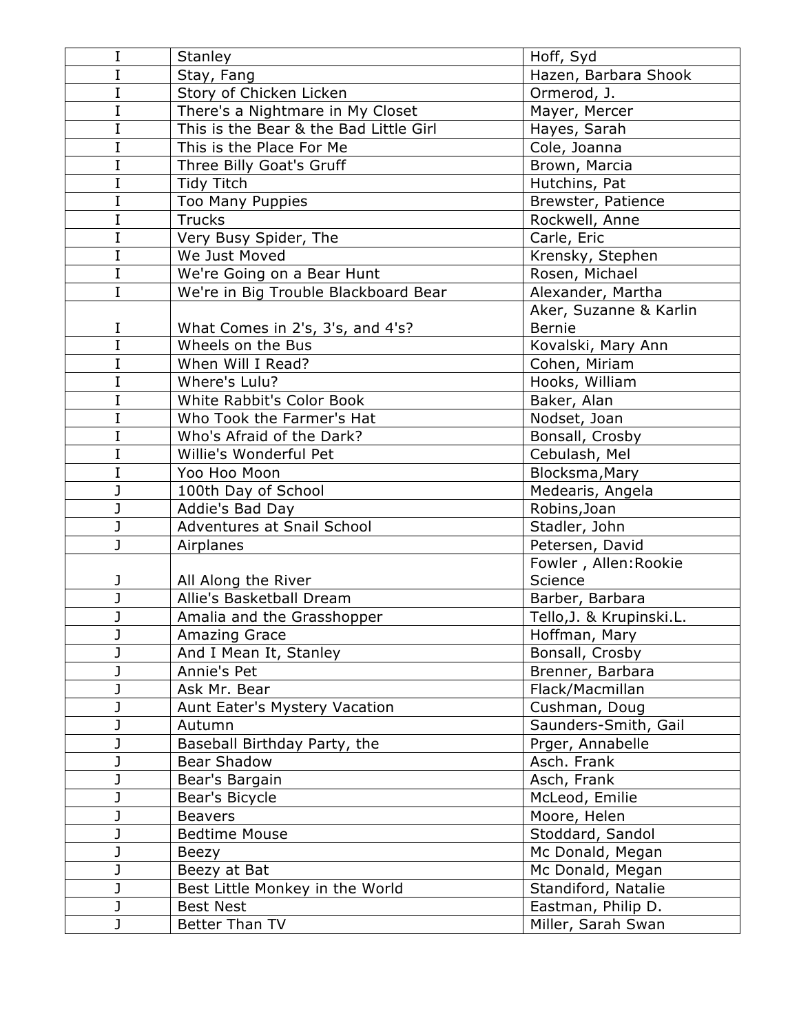| I | Stanley | Hoff, Syd |
|---|---|---|
| I | Stay, Fang | Hazen, Barbara Shook |
| I | Story of Chicken Licken | Ormerod, J. |
| I | There's a Nightmare in My Closet | Mayer, Mercer |
| I | This is the Bear & the Bad Little Girl | Hayes, Sarah |
| I | This is the Place For Me | Cole, Joanna |
| I | Three Billy Goat's Gruff | Brown, Marcia |
| I | Tidy Titch | Hutchins, Pat |
| I | Too Many Puppies | Brewster, Patience |
| I | Trucks | Rockwell, Anne |
| I | Very Busy Spider, The | Carle, Eric |
| I | We Just Moved | Krensky, Stephen |
| I | We're Going on a Bear Hunt | Rosen, Michael |
| I | We're in Big Trouble Blackboard Bear | Alexander, Martha |
| I | What Comes in 2's, 3's, and 4's? | Aker, Suzanne & Karlin Bernie |
| I | Wheels on the Bus | Kovalski, Mary Ann |
| I | When Will I Read? | Cohen, Miriam |
| I | Where's Lulu? | Hooks, William |
| I | White Rabbit's Color Book | Baker, Alan |
| I | Who Took the Farmer's Hat | Nodset, Joan |
| I | Who's Afraid of the Dark? | Bonsall, Crosby |
| I | Willie's Wonderful Pet | Cebulash, Mel |
| I | Yoo Hoo Moon | Blocksma,Mary |
| J | 100th Day of School | Medearis, Angela |
| J | Addie's Bad Day | Robins,Joan |
| J | Adventures at Snail School | Stadler, John |
| J | Airplanes | Petersen, David |
| J | All Along the River | Fowler , Allen:Rookie Science |
| J | Allie's Basketball Dream | Barber, Barbara |
| J | Amalia and the Grasshopper | Tello,J. & Krupinski.L. |
| J | Amazing Grace | Hoffman, Mary |
| J | And I Mean It, Stanley | Bonsall, Crosby |
| J | Annie's Pet | Brenner, Barbara |
| J | Ask Mr. Bear | Flack/Macmillan |
| J | Aunt Eater's Mystery Vacation | Cushman, Doug |
| J | Autumn | Saunders-Smith, Gail |
| J | Baseball Birthday Party, the | Prger, Annabelle |
| J | Bear Shadow | Asch. Frank |
| J | Bear's Bargain | Asch, Frank |
| J | Bear's Bicycle | McLeod, Emilie |
| J | Beavers | Moore, Helen |
| J | Bedtime Mouse | Stoddard, Sandol |
| J | Beezy | Mc Donald, Megan |
| J | Beezy at Bat | Mc Donald, Megan |
| J | Best Little Monkey in the World | Standiford, Natalie |
| J | Best Nest | Eastman, Philip D. |
| J | Better Than TV | Miller, Sarah Swan |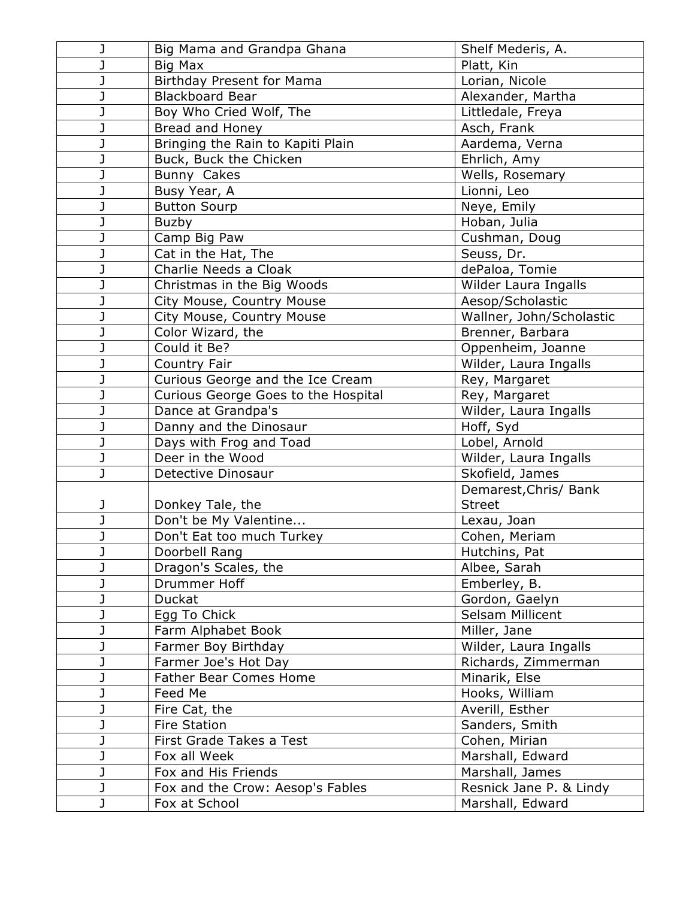| J | Big Mama and Grandpa Ghana | Shelf Mederis, A. |
|---|---|---|
| J | Big Max | Platt, Kin |
| J | Birthday Present for Mama | Lorian, Nicole |
| J | Blackboard Bear | Alexander, Martha |
| J | Boy Who Cried Wolf, The | Littledale, Freya |
| J | Bread and Honey | Asch, Frank |
| J | Bringing the Rain to Kapiti Plain | Aardema, Verna |
| J | Buck, Buck the Chicken | Ehrlich, Amy |
| J | Bunny Cakes | Wells, Rosemary |
| J | Busy Year, A | Lionni, Leo |
| J | Button Sourp | Neye, Emily |
| J | Buzby | Hoban, Julia |
| J | Camp Big Paw | Cushman, Doug |
| J | Cat in the Hat, The | Seuss, Dr. |
| J | Charlie Needs a Cloak | dePaloa, Tomie |
| J | Christmas in the Big Woods | Wilder Laura Ingalls |
| J | City Mouse, Country Mouse | Aesop/Scholastic |
| J | City Mouse, Country Mouse | Wallner, John/Scholastic |
| J | Color Wizard, the | Brenner, Barbara |
| J | Could it Be? | Oppenheim, Joanne |
| J | Country Fair | Wilder, Laura Ingalls |
| J | Curious George and the Ice Cream | Rey, Margaret |
| J | Curious George Goes to the Hospital | Rey, Margaret |
| J | Dance at Grandpa's | Wilder, Laura Ingalls |
| J | Danny and the Dinosaur | Hoff, Syd |
| J | Days with Frog and Toad | Lobel, Arnold |
| J | Deer in the Wood | Wilder, Laura Ingalls |
| J | Detective Dinosaur | Skofield, James |
| J | Donkey Tale, the | Demarest,Chris/ Bank Street |
| J | Don't be My Valentine... | Lexau, Joan |
| J | Don't Eat too much Turkey | Cohen, Meriam |
| J | Doorbell Rang | Hutchins, Pat |
| J | Dragon's Scales, the | Albee, Sarah |
| J | Drummer Hoff | Emberley, B. |
| J | Duckat | Gordon, Gaelyn |
| J | Egg To Chick | Selsam Millicent |
| J | Farm Alphabet Book | Miller, Jane |
| J | Farmer Boy Birthday | Wilder, Laura Ingalls |
| J | Farmer Joe's Hot Day | Richards, Zimmerman |
| J | Father Bear Comes Home | Minarik, Else |
| J | Feed Me | Hooks, William |
| J | Fire Cat, the | Averill, Esther |
| J | Fire Station | Sanders, Smith |
| J | First Grade Takes a Test | Cohen, Mirian |
| J | Fox all Week | Marshall, Edward |
| J | Fox and His Friends | Marshall, James |
| J | Fox and the Crow: Aesop's Fables | Resnick Jane P. & Lindy |
| J | Fox at School | Marshall, Edward |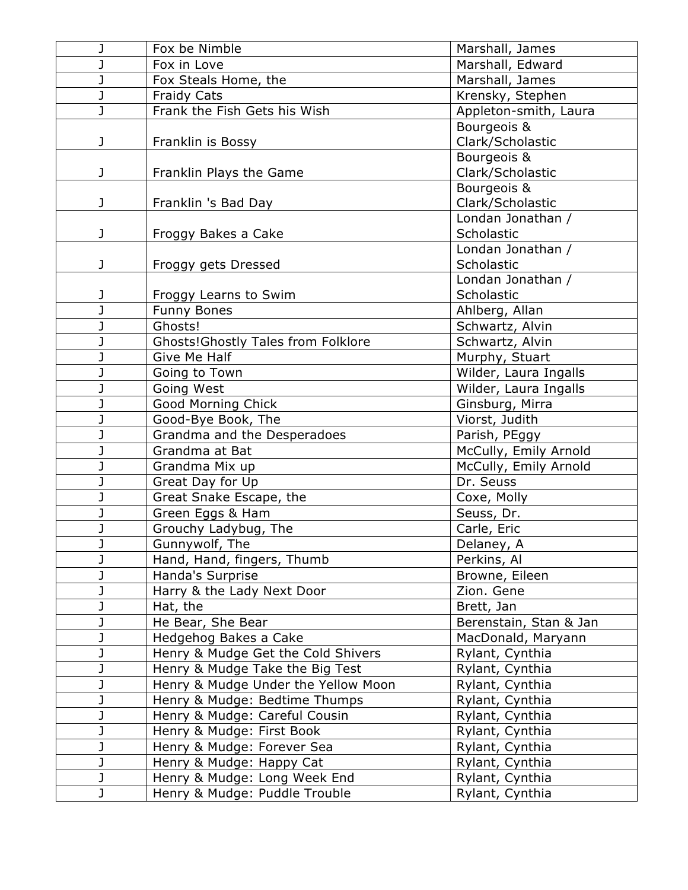| J | Fox be Nimble | Marshall, James |
|---|---|---|
| J | Fox in Love | Marshall, Edward |
| J | Fox Steals Home, the | Marshall, James |
| J | Fraidy Cats | Krensky, Stephen |
| J | Frank the Fish Gets his Wish | Appleton-smith, Laura |
| J | Franklin is Bossy | Bourgeois & Clark/Scholastic |
| J | Franklin Plays the Game | Bourgeois & Clark/Scholastic |
| J | Franklin 's Bad Day | Bourgeois & Clark/Scholastic |
| J | Froggy Bakes a Cake | Londan Jonathan / Scholastic |
| J | Froggy gets Dressed | Londan Jonathan / Scholastic |
| J | Froggy Learns to Swim | Londan Jonathan / Scholastic |
| J | Funny Bones | Ahlberg, Allan |
| J | Ghosts! | Schwartz, Alvin |
| J | Ghosts!Ghostly Tales from Folklore | Schwartz, Alvin |
| J | Give Me Half | Murphy, Stuart |
| J | Going to Town | Wilder, Laura Ingalls |
| J | Going West | Wilder, Laura Ingalls |
| J | Good Morning Chick | Ginsburg, Mirra |
| J | Good-Bye Book, The | Viorst, Judith |
| J | Grandma and the Desperadoes | Parish, PEggy |
| J | Grandma at Bat | McCully, Emily Arnold |
| J | Grandma Mix up | McCully, Emily Arnold |
| J | Great Day for Up | Dr. Seuss |
| J | Great Snake Escape, the | Coxe, Molly |
| J | Green Eggs & Ham | Seuss, Dr. |
| J | Grouchy Ladybug, The | Carle, Eric |
| J | Gunnywolf, The | Delaney, A |
| J | Hand, Hand, fingers, Thumb | Perkins, Al |
| J | Handa's Surprise | Browne, Eileen |
| J | Harry & the Lady Next Door | Zion. Gene |
| J | Hat, the | Brett, Jan |
| J | He Bear, She Bear | Berenstain, Stan & Jan |
| J | Hedgehog Bakes a Cake | MacDonald, Maryann |
| J | Henry & Mudge Get the Cold Shivers | Rylant, Cynthia |
| J | Henry & Mudge Take the Big Test | Rylant, Cynthia |
| J | Henry & Mudge Under the Yellow Moon | Rylant, Cynthia |
| J | Henry & Mudge: Bedtime Thumps | Rylant, Cynthia |
| J | Henry & Mudge: Careful Cousin | Rylant, Cynthia |
| J | Henry & Mudge: First Book | Rylant, Cynthia |
| J | Henry & Mudge: Forever Sea | Rylant, Cynthia |
| J | Henry & Mudge: Happy Cat | Rylant, Cynthia |
| J | Henry & Mudge: Long Week End | Rylant, Cynthia |
| J | Henry & Mudge: Puddle Trouble | Rylant, Cynthia |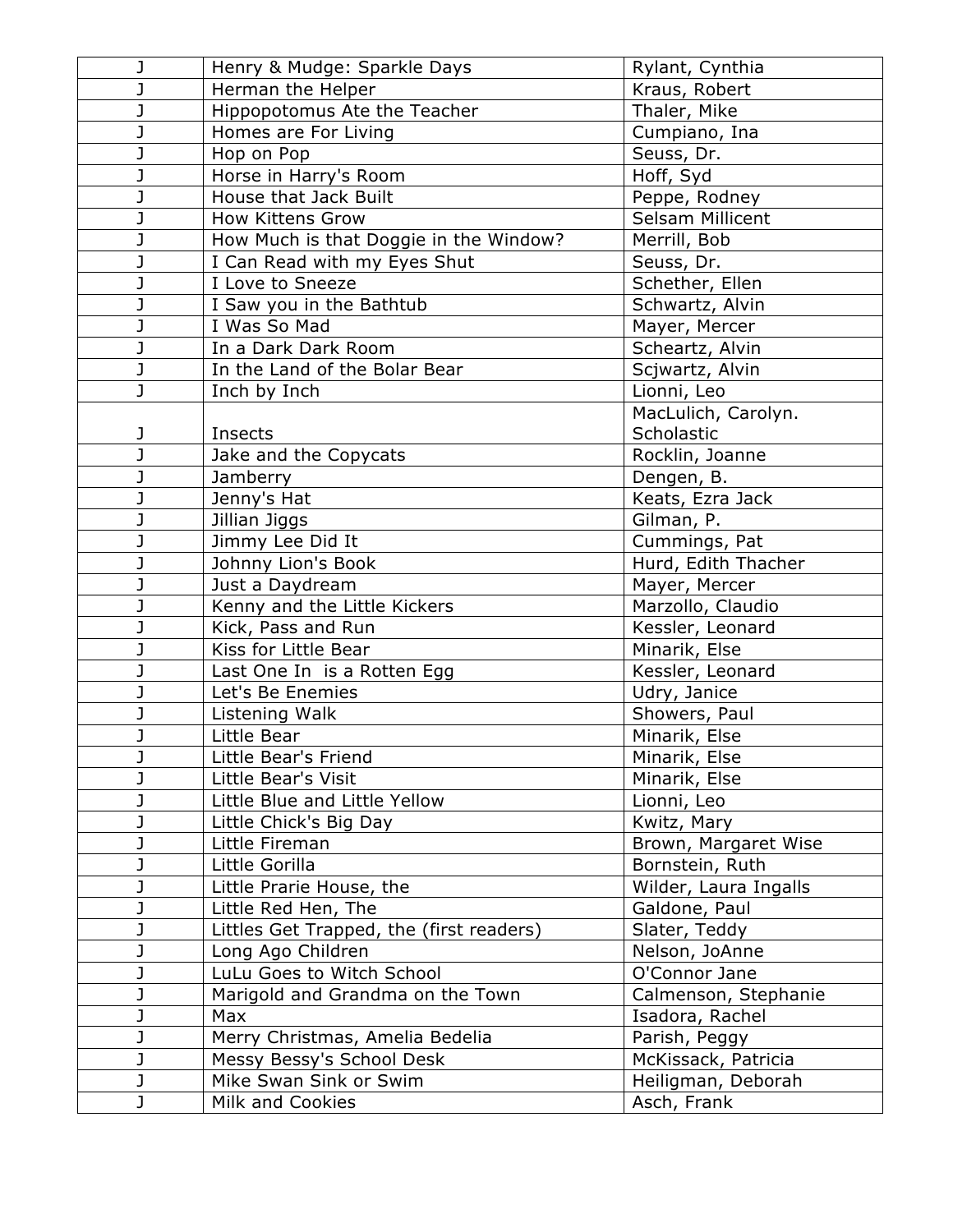| J | Henry & Mudge: Sparkle Days | Rylant, Cynthia |
|---|---|---|
| J | Herman the Helper | Kraus, Robert |
| J | Hippopotomus Ate the Teacher | Thaler, Mike |
| J | Homes are For Living | Cumpiano, Ina |
| J | Hop on Pop | Seuss, Dr. |
| J | Horse in Harry's Room | Hoff, Syd |
| J | House that Jack Built | Peppe, Rodney |
| J | How Kittens Grow | Selsam Millicent |
| J | How Much is that Doggie in the Window? | Merrill, Bob |
| J | I Can Read with my Eyes Shut | Seuss, Dr. |
| J | I Love to Sneeze | Schether, Ellen |
| J | I Saw you in the Bathtub | Schwartz, Alvin |
| J | I Was So Mad | Mayer, Mercer |
| J | In a Dark Dark Room | Scheartz, Alvin |
| J | In the Land of the Bolar Bear | Scjwartz, Alvin |
| J | Inch by Inch | Lionni, Leo |
| J | Insects | MacLulich, Carolyn. Scholastic |
| J | Jake and the Copycats | Rocklin, Joanne |
| J | Jamberry | Dengen, B. |
| J | Jenny's Hat | Keats, Ezra Jack |
| J | Jillian Jiggs | Gilman, P. |
| J | Jimmy Lee Did It | Cummings, Pat |
| J | Johnny Lion's Book | Hurd, Edith Thacher |
| J | Just a Daydream | Mayer, Mercer |
| J | Kenny and the Little Kickers | Marzollo, Claudio |
| J | Kick, Pass and Run | Kessler, Leonard |
| J | Kiss for Little Bear | Minarik, Else |
| J | Last One In  is a Rotten Egg | Kessler, Leonard |
| J | Let's Be Enemies | Udry, Janice |
| J | Listening Walk | Showers, Paul |
| J | Little Bear | Minarik, Else |
| J | Little Bear's Friend | Minarik, Else |
| J | Little Bear's Visit | Minarik, Else |
| J | Little Blue and Little Yellow | Lionni, Leo |
| J | Little Chick's Big Day | Kwitz, Mary |
| J | Little Fireman | Brown, Margaret Wise |
| J | Little Gorilla | Bornstein, Ruth |
| J | Little Prarie House, the | Wilder, Laura Ingalls |
| J | Little Red Hen, The | Galdone, Paul |
| J | Littles Get Trapped, the (first readers) | Slater, Teddy |
| J | Long Ago Children | Nelson, JoAnne |
| J | LuLu Goes to Witch School | O'Connor Jane |
| J | Marigold and Grandma on the Town | Calmenson, Stephanie |
| J | Max | Isadora, Rachel |
| J | Merry Christmas, Amelia Bedelia | Parish, Peggy |
| J | Messy Bessy's School Desk | McKissack, Patricia |
| J | Mike Swan Sink or Swim | Heiligman, Deborah |
| J | Milk and Cookies | Asch, Frank |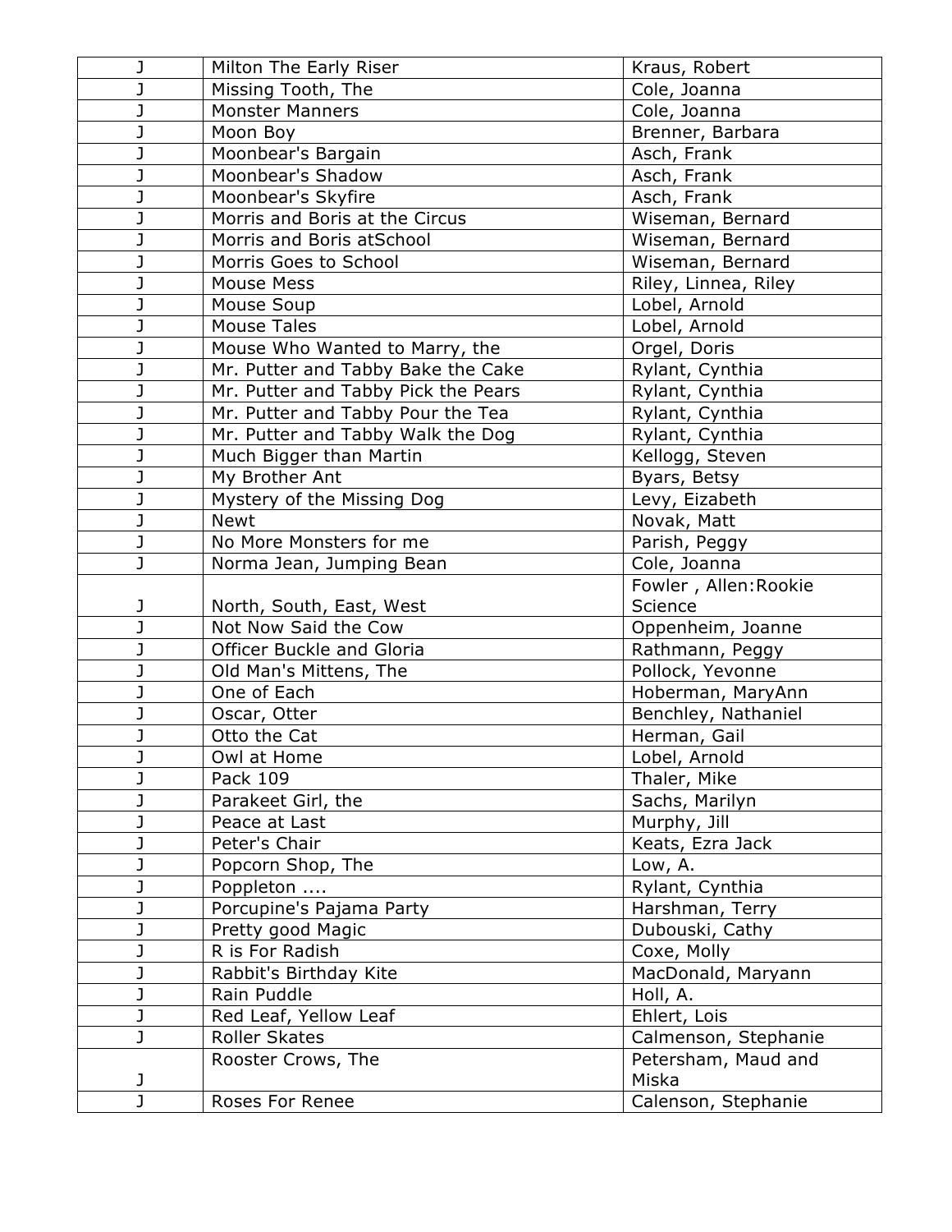| J | Milton The Early Riser | Kraus, Robert |
|---|---|---|
| J | Missing Tooth, The | Cole, Joanna |
| J | Monster Manners | Cole, Joanna |
| J | Moon Boy | Brenner, Barbara |
| J | Moonbear's Bargain | Asch, Frank |
| J | Moonbear's Shadow | Asch, Frank |
| J | Moonbear's Skyfire | Asch, Frank |
| J | Morris and Boris at the Circus | Wiseman, Bernard |
| J | Morris and Boris atSchool | Wiseman, Bernard |
| J | Morris Goes to School | Wiseman, Bernard |
| J | Mouse Mess | Riley, Linnea, Riley |
| J | Mouse Soup | Lobel, Arnold |
| J | Mouse Tales | Lobel, Arnold |
| J | Mouse Who Wanted to Marry, the | Orgel, Doris |
| J | Mr. Putter and Tabby Bake the Cake | Rylant, Cynthia |
| J | Mr. Putter and Tabby Pick the Pears | Rylant, Cynthia |
| J | Mr. Putter and Tabby Pour the Tea | Rylant, Cynthia |
| J | Mr. Putter and Tabby Walk the Dog | Rylant, Cynthia |
| J | Much Bigger than Martin | Kellogg, Steven |
| J | My Brother Ant | Byars, Betsy |
| J | Mystery of the Missing Dog | Levy, Eizabeth |
| J | Newt | Novak, Matt |
| J | No More Monsters for me | Parish, Peggy |
| J | Norma Jean, Jumping Bean | Cole, Joanna |
| J | North, South, East, West | Fowler , Allen:Rookie Science |
| J | Not Now Said the Cow | Oppenheim, Joanne |
| J | Officer Buckle and Gloria | Rathmann, Peggy |
| J | Old Man's Mittens, The | Pollock, Yevonne |
| J | One of Each | Hoberman, MaryAnn |
| J | Oscar, Otter | Benchley, Nathaniel |
| J | Otto the Cat | Herman, Gail |
| J | Owl at Home | Lobel, Arnold |
| J | Pack 109 | Thaler, Mike |
| J | Parakeet Girl, the | Sachs, Marilyn |
| J | Peace at Last | Murphy, Jill |
| J | Peter's Chair | Keats, Ezra Jack |
| J | Popcorn Shop, The | Low, A. |
| J | Poppleton .... | Rylant, Cynthia |
| J | Porcupine's Pajama Party | Harshman, Terry |
| J | Pretty good Magic | Dubouski, Cathy |
| J | R is For Radish | Coxe, Molly |
| J | Rabbit's Birthday Kite | MacDonald, Maryann |
| J | Rain Puddle | Holl, A. |
| J | Red Leaf, Yellow Leaf | Ehlert, Lois |
| J | Roller Skates | Calmenson, Stephanie |
| J | Rooster Crows, The | Petersham, Maud and Miska |
| J | Roses For Renee | Calenson, Stephanie |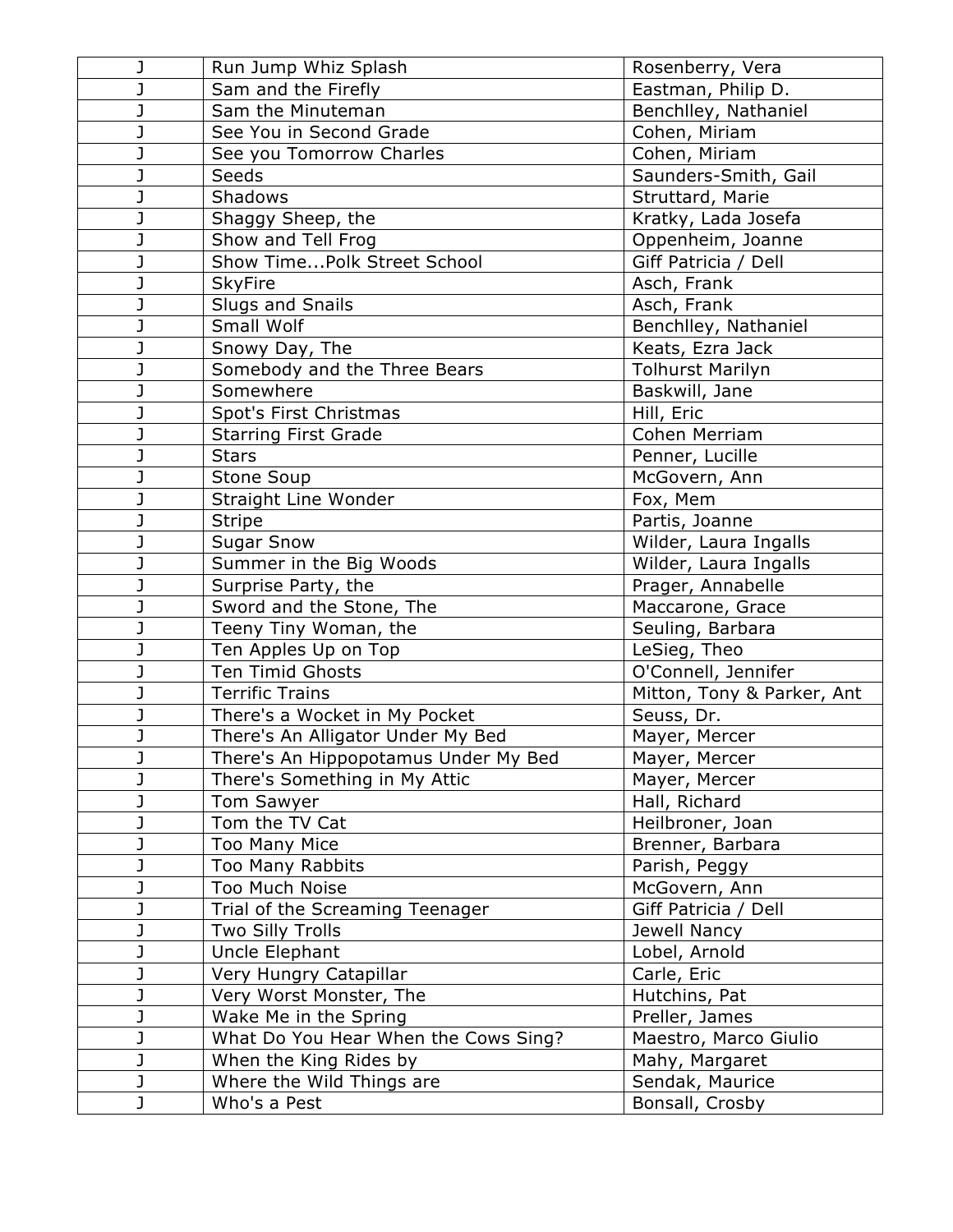| J | Run Jump Whiz Splash | Rosenberry, Vera |
|---|---|---|
| J | Sam and the Firefly | Eastman, Philip D. |
| J | Sam the Minuteman | Benchlley, Nathaniel |
| J | See You in Second Grade | Cohen, Miriam |
| J | See you Tomorrow Charles | Cohen, Miriam |
| J | Seeds | Saunders-Smith, Gail |
| J | Shadows | Struttard, Marie |
| J | Shaggy Sheep, the | Kratky, Lada Josefa |
| J | Show and Tell Frog | Oppenheim, Joanne |
| J | Show Time...Polk Street School | Giff Patricia / Dell |
| J | SkyFire | Asch, Frank |
| J | Slugs and Snails | Asch, Frank |
| J | Small Wolf | Benchlley, Nathaniel |
| J | Snowy Day, The | Keats, Ezra Jack |
| J | Somebody and the Three Bears | Tolhurst Marilyn |
| J | Somewhere | Baskwill, Jane |
| J | Spot's First Christmas | Hill, Eric |
| J | Starring First Grade | Cohen Merriam |
| J | Stars | Penner, Lucille |
| J | Stone Soup | McGovern, Ann |
| J | Straight Line Wonder | Fox, Mem |
| J | Stripe | Partis, Joanne |
| J | Sugar Snow | Wilder, Laura Ingalls |
| J | Summer in the Big Woods | Wilder, Laura Ingalls |
| J | Surprise Party, the | Prager, Annabelle |
| J | Sword and the Stone, The | Maccarone, Grace |
| J | Teeny Tiny Woman, the | Seuling, Barbara |
| J | Ten Apples Up on Top | LeSieg, Theo |
| J | Ten Timid Ghosts | O'Connell, Jennifer |
| J | Terrific Trains | Mitton, Tony & Parker, Ant |
| J | There's a Wocket in My Pocket | Seuss, Dr. |
| J | There's An Alligator Under My Bed | Mayer, Mercer |
| J | There's An Hippopotamus Under My Bed | Mayer, Mercer |
| J | There's Something in My Attic | Mayer, Mercer |
| J | Tom Sawyer | Hall, Richard |
| J | Tom the TV Cat | Heilbroner, Joan |
| J | Too Many Mice | Brenner, Barbara |
| J | Too Many Rabbits | Parish, Peggy |
| J | Too Much Noise | McGovern, Ann |
| J | Trial of the Screaming Teenager | Giff Patricia / Dell |
| J | Two Silly Trolls | Jewell Nancy |
| J | Uncle Elephant | Lobel, Arnold |
| J | Very Hungry Catapillar | Carle, Eric |
| J | Very Worst Monster, The | Hutchins, Pat |
| J | Wake Me in the Spring | Preller, James |
| J | What Do You Hear When the Cows Sing? | Maestro, Marco Giulio |
| J | When the King Rides by | Mahy, Margaret |
| J | Where the Wild Things are | Sendak, Maurice |
| J | Who's a Pest | Bonsall, Crosby |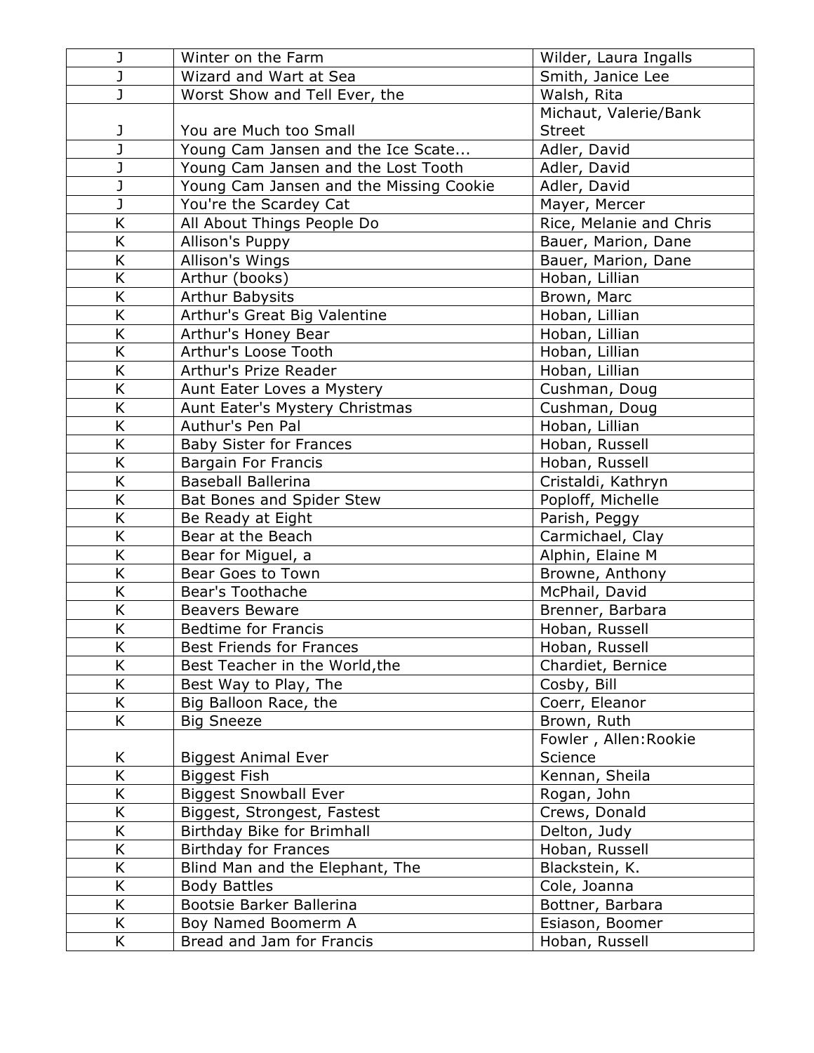| | | |
|---|---|---|
| J | Winter on the Farm | Wilder, Laura Ingalls |
| J | Wizard and Wart at Sea | Smith, Janice Lee |
| J | Worst Show and Tell Ever, the | Walsh, Rita |
| J | You are Much too Small | Michaut, Valerie/Bank Street |
| J | Young Cam Jansen and the Ice Scate... | Adler, David |
| J | Young Cam Jansen and the Lost Tooth | Adler, David |
| J | Young Cam Jansen and the Missing Cookie | Adler, David |
| J | You're the Scardey Cat | Mayer, Mercer |
| K | All About Things People Do | Rice, Melanie and Chris |
| K | Allison's Puppy | Bauer, Marion, Dane |
| K | Allison's Wings | Bauer, Marion, Dane |
| K | Arthur (books) | Hoban, Lillian |
| K | Arthur Babysits | Brown, Marc |
| K | Arthur's Great Big Valentine | Hoban, Lillian |
| K | Arthur's Honey Bear | Hoban, Lillian |
| K | Arthur's Loose Tooth | Hoban, Lillian |
| K | Arthur's Prize Reader | Hoban, Lillian |
| K | Aunt Eater Loves a Mystery | Cushman, Doug |
| K | Aunt Eater's Mystery Christmas | Cushman, Doug |
| K | Authur's Pen Pal | Hoban, Lillian |
| K | Baby Sister for Frances | Hoban, Russell |
| K | Bargain For Francis | Hoban, Russell |
| K | Baseball Ballerina | Cristaldi, Kathryn |
| K | Bat Bones and Spider Stew | Poploff, Michelle |
| K | Be Ready at Eight | Parish, Peggy |
| K | Bear at the Beach | Carmichael, Clay |
| K | Bear for Miguel, a | Alphin, Elaine M |
| K | Bear Goes to Town | Browne, Anthony |
| K | Bear's Toothache | McPhail, David |
| K | Beavers Beware | Brenner, Barbara |
| K | Bedtime for Francis | Hoban, Russell |
| K | Best Friends for Frances | Hoban, Russell |
| K | Best Teacher in the World,the | Chardiet, Bernice |
| K | Best Way to Play, The | Cosby, Bill |
| K | Big Balloon Race, the | Coerr, Eleanor |
| K | Big Sneeze | Brown, Ruth |
| K | Biggest Animal Ever | Fowler , Allen:Rookie Science |
| K | Biggest Fish | Kennan, Sheila |
| K | Biggest Snowball Ever | Rogan, John |
| K | Biggest, Strongest, Fastest | Crews, Donald |
| K | Birthday Bike for Brimhall | Delton, Judy |
| K | Birthday for Frances | Hoban, Russell |
| K | Blind Man and the Elephant, The | Blackstein, K. |
| K | Body Battles | Cole, Joanna |
| K | Bootsie Barker Ballerina | Bottner, Barbara |
| K | Boy Named Boomerm A | Esiason, Boomer |
| K | Bread and Jam for Francis | Hoban, Russell |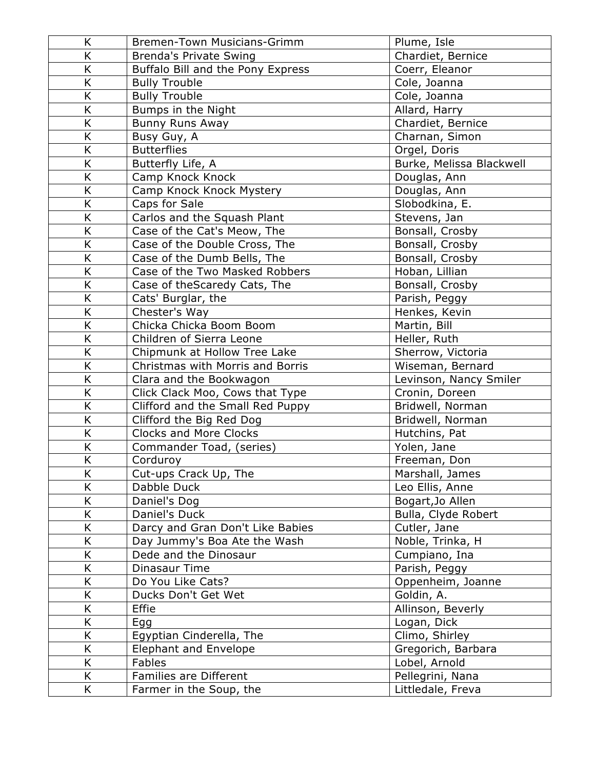| K | Bremen-Town Musicians-Grimm | Plume, Isle |
|---|---|---|
| K | Brenda's Private Swing | Chardiet, Bernice |
| K | Buffalo Bill and the Pony Express | Coerr, Eleanor |
| K | Bully Trouble | Cole, Joanna |
| K | Bully Trouble | Cole, Joanna |
| K | Bumps in the Night | Allard, Harry |
| K | Bunny Runs Away | Chardiet, Bernice |
| K | Busy Guy, A | Charnan, Simon |
| K | Butterflies | Orgel, Doris |
| K | Butterfly Life, A | Burke, Melissa Blackwell |
| K | Camp Knock Knock | Douglas, Ann |
| K | Camp Knock Knock Mystery | Douglas, Ann |
| K | Caps for Sale | Slobodkina, E. |
| K | Carlos and the Squash Plant | Stevens, Jan |
| K | Case of the Cat's Meow, The | Bonsall, Crosby |
| K | Case of the Double Cross, The | Bonsall, Crosby |
| K | Case of the Dumb Bells, The | Bonsall, Crosby |
| K | Case of the Two Masked Robbers | Hoban, Lillian |
| K | Case of theScaredy Cats, The | Bonsall, Crosby |
| K | Cats' Burglar, the | Parish, Peggy |
| K | Chester's Way | Henkes, Kevin |
| K | Chicka Chicka Boom Boom | Martin, Bill |
| K | Children of Sierra Leone | Heller, Ruth |
| K | Chipmunk at Hollow Tree Lake | Sherrow, Victoria |
| K | Christmas with Morris and Borris | Wiseman, Bernard |
| K | Clara and the Bookwagon | Levinson, Nancy Smiler |
| K | Click Clack Moo, Cows that Type | Cronin, Doreen |
| K | Clifford and the Small Red Puppy | Bridwell, Norman |
| K | Clifford the Big Red Dog | Bridwell, Norman |
| K | Clocks and More Clocks | Hutchins, Pat |
| K | Commander Toad, (series) | Yolen, Jane |
| K | Corduroy | Freeman, Don |
| K | Cut-ups Crack Up, The | Marshall, James |
| K | Dabble Duck | Leo Ellis, Anne |
| K | Daniel's Dog | Bogart,Jo Allen |
| K | Daniel's Duck | Bulla, Clyde Robert |
| K | Darcy and Gran Don't Like Babies | Cutler, Jane |
| K | Day Jummy's Boa Ate the Wash | Noble, Trinka, H |
| K | Dede and the Dinosaur | Cumpiano, Ina |
| K | Dinasaur Time | Parish, Peggy |
| K | Do You Like Cats? | Oppenheim, Joanne |
| K | Ducks Don't Get Wet | Goldin, A. |
| K | Effie | Allinson, Beverly |
| K | Egg | Logan, Dick |
| K | Egyptian Cinderella, The | Climo, Shirley |
| K | Elephant and Envelope | Gregorich, Barbara |
| K | Fables | Lobel, Arnold |
| K | Families are Different | Pellegrini, Nana |
| K | Farmer in the Soup, the | Littledale, Freva |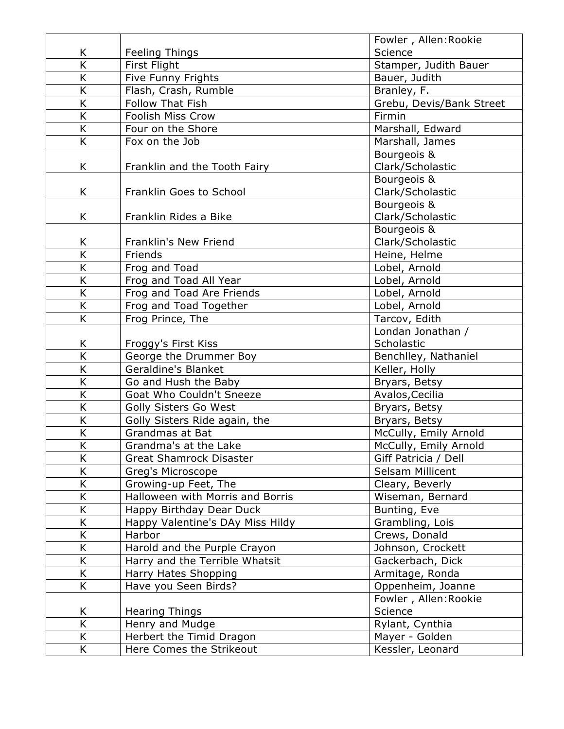| K | Feeling Things | Fowler , Allen:Rookie Science |
|---|---|---|
| K | First Flight | Stamper, Judith Bauer |
| K | Five Funny Frights | Bauer, Judith |
| K | Flash, Crash, Rumble | Branley, F. |
| K | Follow That Fish | Grebu, Devis/Bank Street |
| K | Foolish Miss Crow | Firmin |
| K | Four on the Shore | Marshall, Edward |
| K | Fox on the Job | Marshall, James |
| K | Franklin and the Tooth Fairy | Bourgeois & Clark/Scholastic |
| K | Franklin Goes to School | Bourgeois & Clark/Scholastic |
| K | Franklin Rides a Bike | Bourgeois & Clark/Scholastic |
| K | Franklin's New Friend | Bourgeois & Clark/Scholastic |
| K | Friends | Heine, Helme |
| K | Frog and Toad | Lobel, Arnold |
| K | Frog and Toad All Year | Lobel, Arnold |
| K | Frog and Toad Are Friends | Lobel, Arnold |
| K | Frog and Toad Together | Lobel, Arnold |
| K | Frog Prince, The | Tarcov, Edith |
| K | Froggy's First Kiss | Londan Jonathan / Scholastic |
| K | George the Drummer Boy | Benchlley, Nathaniel |
| K | Geraldine's Blanket | Keller, Holly |
| K | Go and Hush the Baby | Bryars, Betsy |
| K | Goat Who Couldn't Sneeze | Avalos,Cecilia |
| K | Golly Sisters Go West | Bryars, Betsy |
| K | Golly Sisters Ride again, the | Bryars, Betsy |
| K | Grandmas at Bat | McCully, Emily Arnold |
| K | Grandma's at the Lake | McCully, Emily Arnold |
| K | Great Shamrock Disaster | Giff Patricia / Dell |
| K | Greg's Microscope | Selsam Millicent |
| K | Growing-up Feet, The | Cleary, Beverly |
| K | Halloween with Morris and Borris | Wiseman, Bernard |
| K | Happy Birthday Dear Duck | Bunting, Eve |
| K | Happy Valentine's DAy Miss Hildy | Grambling, Lois |
| K | Harbor | Crews, Donald |
| K | Harold and the Purple Crayon | Johnson, Crockett |
| K | Harry and the Terrible Whatsit | Gackerbach, Dick |
| K | Harry Hates Shopping | Armitage, Ronda |
| K | Have you Seen Birds? | Oppenheim, Joanne |
| K | Hearing Things | Fowler , Allen:Rookie Science |
| K | Henry and Mudge | Rylant, Cynthia |
| K | Herbert the Timid Dragon | Mayer - Golden |
| K | Here Comes the Strikeout | Kessler, Leonard |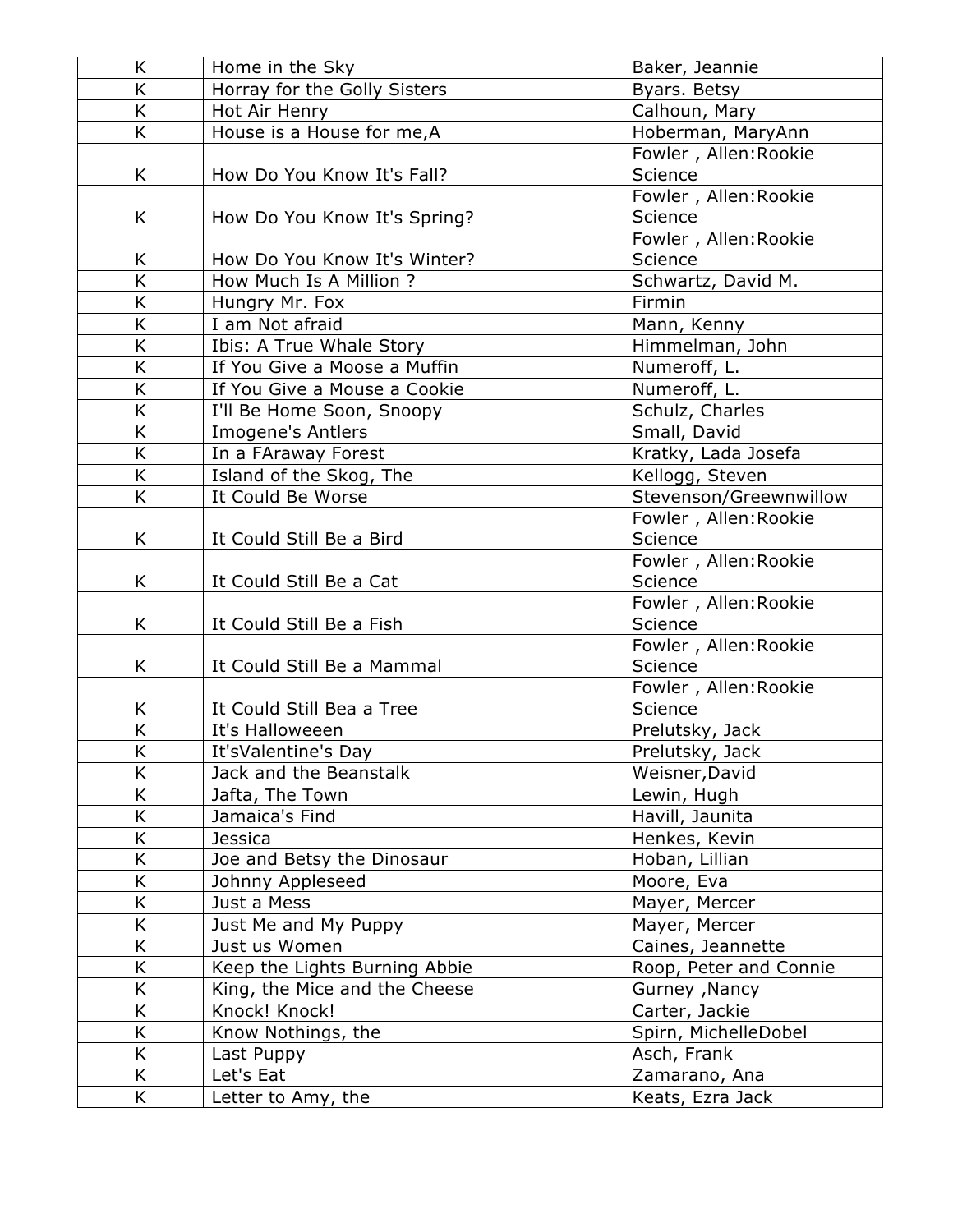| K | Home in the Sky | Baker, Jeannie |
|---|---|---|
| K | Horray for the Golly Sisters | Byars. Betsy |
| K | Hot Air Henry | Calhoun, Mary |
| K | House is a House for me,A | Hoberman, MaryAnn |
| K | How Do You Know It's Fall? | Fowler , Allen:Rookie Science |
| K | How Do You Know It's Spring? | Fowler , Allen:Rookie Science |
| K | How Do You Know It's Winter? | Fowler , Allen:Rookie Science |
| K | How Much Is A Million ? | Schwartz, David M. |
| K | Hungry Mr. Fox | Firmin |
| K | I am Not afraid | Mann, Kenny |
| K | Ibis: A True Whale Story | Himmelman, John |
| K | If You Give a Moose a Muffin | Numeroff, L. |
| K | If You Give a Mouse a Cookie | Numeroff, L. |
| K | I'll Be Home Soon, Snoopy | Schulz, Charles |
| K | Imogene's Antlers | Small, David |
| K | In a FAraway Forest | Kratky, Lada Josefa |
| K | Island of the Skog, The | Kellogg, Steven |
| K | It Could Be Worse | Stevenson/Greewnwillow |
| K | It Could Still Be a Bird | Fowler , Allen:Rookie Science |
| K | It Could Still Be a Cat | Fowler , Allen:Rookie Science |
| K | It Could Still Be a Fish | Fowler , Allen:Rookie Science |
| K | It Could Still Be a Mammal | Fowler , Allen:Rookie Science |
| K | It Could Still Bea a Tree | Fowler , Allen:Rookie Science |
| K | It's Halloweeen | Prelutsky, Jack |
| K | It'sValentine's Day | Prelutsky, Jack |
| K | Jack and the Beanstalk | Weisner,David |
| K | Jafta, The Town | Lewin, Hugh |
| K | Jamaica's Find | Havill, Jaunita |
| K | Jessica | Henkes, Kevin |
| K | Joe and Betsy the Dinosaur | Hoban, Lillian |
| K | Johnny Appleseed | Moore, Eva |
| K | Just a Mess | Mayer, Mercer |
| K | Just Me and My Puppy | Mayer, Mercer |
| K | Just us Women | Caines, Jeannette |
| K | Keep the Lights Burning Abbie | Roop, Peter and Connie |
| K | King, the Mice and the Cheese | Gurney ,Nancy |
| K | Knock! Knock! | Carter, Jackie |
| K | Know Nothings, the | Spirn, MichelleDobel |
| K | Last Puppy | Asch, Frank |
| K | Let's Eat | Zamarano, Ana |
| K | Letter to Amy, the | Keats, Ezra Jack |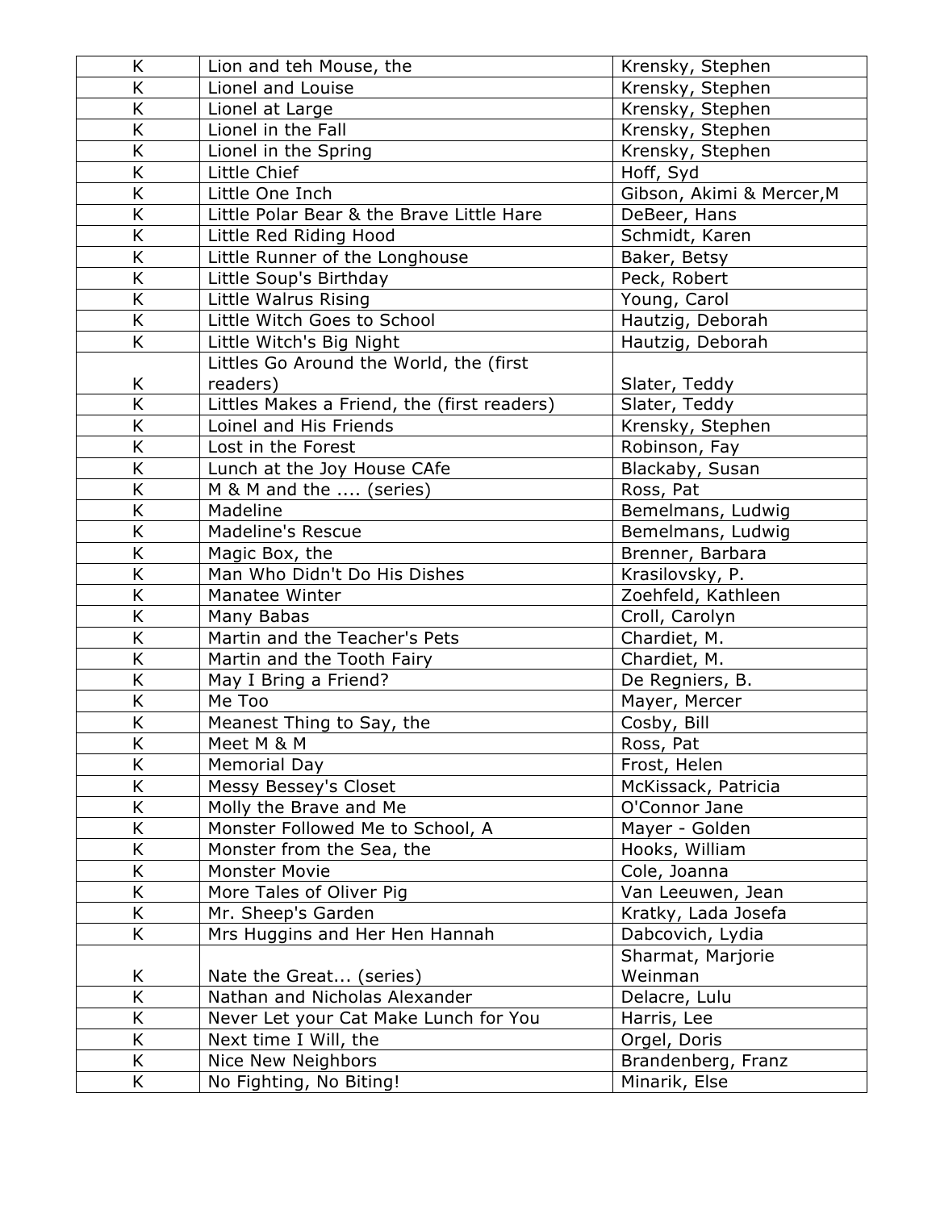| | | |
|---|---|---|
| K | Lion and teh Mouse, the | Krensky, Stephen |
| K | Lionel and Louise | Krensky, Stephen |
| K | Lionel at Large | Krensky, Stephen |
| K | Lionel in the Fall | Krensky, Stephen |
| K | Lionel in the Spring | Krensky, Stephen |
| K | Little Chief | Hoff, Syd |
| K | Little One Inch | Gibson, Akimi & Mercer,M |
| K | Little Polar Bear & the Brave Little Hare | DeBeer, Hans |
| K | Little Red Riding Hood | Schmidt, Karen |
| K | Little Runner of the Longhouse | Baker, Betsy |
| K | Little Soup's Birthday | Peck, Robert |
| K | Little Walrus Rising | Young, Carol |
| K | Little Witch Goes to School | Hautzig, Deborah |
| K | Little Witch's Big Night | Hautzig, Deborah |
| K | Littles Go Around the World, the (first readers) | Slater, Teddy |
| K | Littles Makes a Friend, the (first readers) | Slater, Teddy |
| K | Loinel and His Friends | Krensky, Stephen |
| K | Lost in the Forest | Robinson, Fay |
| K | Lunch at the Joy House CAfe | Blackaby, Susan |
| K | M & M and the .... (series) | Ross, Pat |
| K | Madeline | Bemelmans, Ludwig |
| K | Madeline's Rescue | Bemelmans, Ludwig |
| K | Magic Box, the | Brenner, Barbara |
| K | Man Who Didn't Do His Dishes | Krasilovsky, P. |
| K | Manatee Winter | Zoehfeld, Kathleen |
| K | Many Babas | Croll, Carolyn |
| K | Martin and the Teacher's Pets | Chardiet, M. |
| K | Martin and the Tooth Fairy | Chardiet, M. |
| K | May I Bring a Friend? | De Regniers, B. |
| K | Me Too | Mayer, Mercer |
| K | Meanest Thing to Say, the | Cosby, Bill |
| K | Meet M & M | Ross, Pat |
| K | Memorial Day | Frost, Helen |
| K | Messy Bessey's Closet | McKissack, Patricia |
| K | Molly the Brave and Me | O'Connor Jane |
| K | Monster Followed Me to School, A | Mayer - Golden |
| K | Monster from the Sea, the | Hooks, William |
| K | Monster Movie | Cole, Joanna |
| K | More Tales of Oliver Pig | Van Leeuwen, Jean |
| K | Mr. Sheep's Garden | Kratky, Lada Josefa |
| K | Mrs Huggins and Her Hen Hannah | Dabcovich, Lydia |
| K | Nate the Great... (series) | Sharmat, Marjorie Weinman |
| K | Nathan and Nicholas Alexander | Delacre, Lulu |
| K | Never Let your Cat Make Lunch for You | Harris, Lee |
| K | Next time I Will, the | Orgel, Doris |
| K | Nice New Neighbors | Brandenberg, Franz |
| K | No Fighting, No Biting! | Minarik, Else |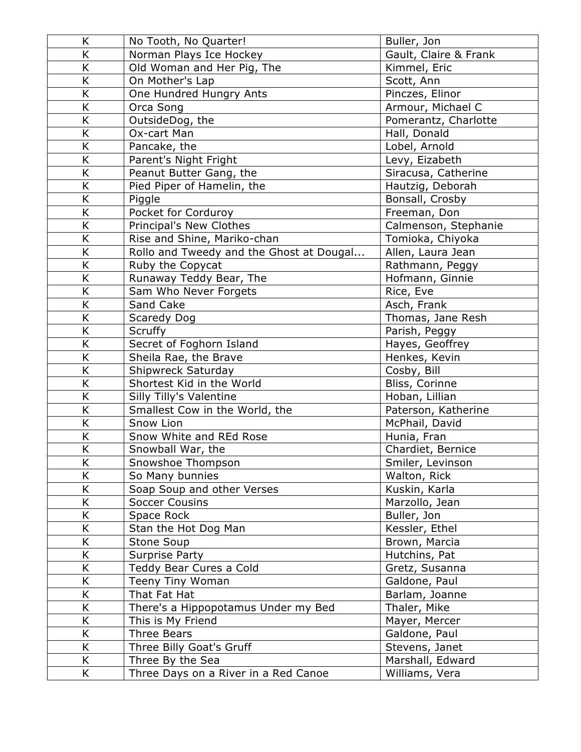| K | No Tooth, No Quarter! | Buller, Jon |
|---|---|---|
| K | Norman Plays Ice Hockey | Gault, Claire & Frank |
| K | Old Woman and Her Pig, The | Kimmel, Eric |
| K | On Mother's Lap | Scott, Ann |
| K | One Hundred Hungry Ants | Pinczes, Elinor |
| K | Orca Song | Armour, Michael C |
| K | OutsideDog, the | Pomerantz, Charlotte |
| K | Ox-cart Man | Hall, Donald |
| K | Pancake, the | Lobel, Arnold |
| K | Parent's Night Fright | Levy, Eizabeth |
| K | Peanut Butter Gang, the | Siracusa, Catherine |
| K | Pied Piper of Hamelin, the | Hautzig, Deborah |
| K | Piggle | Bonsall, Crosby |
| K | Pocket for Corduroy | Freeman, Don |
| K | Principal's New Clothes | Calmenson, Stephanie |
| K | Rise and Shine, Mariko-chan | Tomioka, Chiyoka |
| K | Rollo and Tweedy and the Ghost at Dougal... | Allen, Laura Jean |
| K | Ruby the Copycat | Rathmann, Peggy |
| K | Runaway Teddy Bear, The | Hofmann, Ginnie |
| K | Sam Who Never Forgets | Rice, Eve |
| K | Sand Cake | Asch, Frank |
| K | Scaredy Dog | Thomas, Jane Resh |
| K | Scruffy | Parish, Peggy |
| K | Secret of Foghorn Island | Hayes, Geoffrey |
| K | Sheila Rae, the Brave | Henkes, Kevin |
| K | Shipwreck Saturday | Cosby, Bill |
| K | Shortest Kid in the World | Bliss, Corinne |
| K | Silly Tilly's Valentine | Hoban, Lillian |
| K | Smallest Cow in the World, the | Paterson, Katherine |
| K | Snow Lion | McPhail, David |
| K | Snow White and REd Rose | Hunia, Fran |
| K | Snowball War, the | Chardiet, Bernice |
| K | Snowshoe Thompson | Smiler, Levinson |
| K | So Many bunnies | Walton, Rick |
| K | Soap Soup and other Verses | Kuskin, Karla |
| K | Soccer Cousins | Marzollo, Jean |
| K | Space Rock | Buller, Jon |
| K | Stan the Hot Dog Man | Kessler, Ethel |
| K | Stone Soup | Brown, Marcia |
| K | Surprise Party | Hutchins, Pat |
| K | Teddy Bear Cures a Cold | Gretz, Susanna |
| K | Teeny Tiny Woman | Galdone, Paul |
| K | That Fat Hat | Barlam, Joanne |
| K | There's a Hippopotamus Under my Bed | Thaler, Mike |
| K | This is My Friend | Mayer, Mercer |
| K | Three Bears | Galdone, Paul |
| K | Three Billy Goat's Gruff | Stevens, Janet |
| K | Three By the Sea | Marshall, Edward |
| K | Three Days on a River in a Red Canoe | Williams, Vera |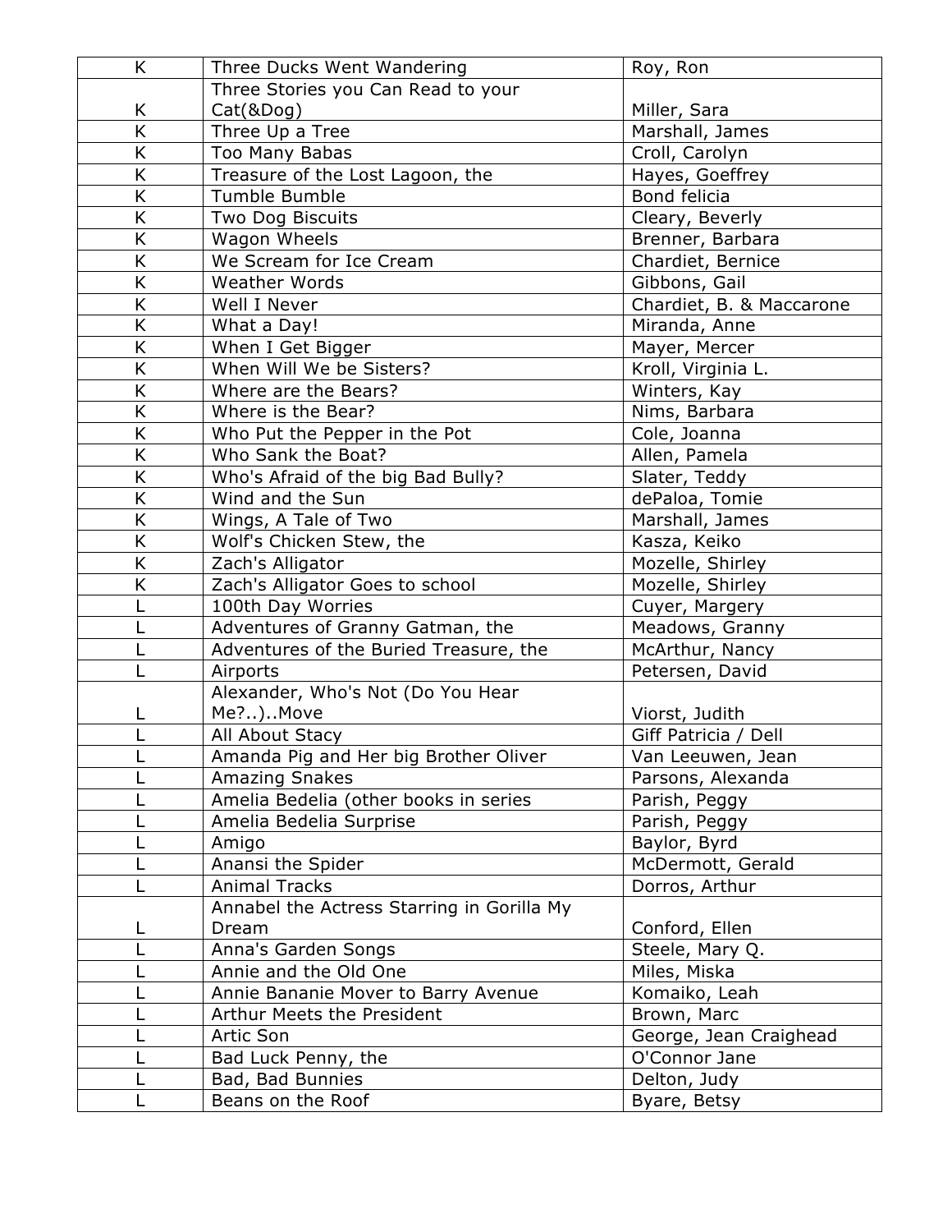| K | Three Ducks Went Wandering | Roy, Ron |
|---|---|---|
| K | Three Stories you Can Read to your Cat(&Dog) | Miller, Sara |
| K | Three Up a Tree | Marshall, James |
| K | Too Many Babas | Croll, Carolyn |
| K | Treasure of the Lost Lagoon, the | Hayes, Goeffrey |
| K | Tumble Bumble | Bond felicia |
| K | Two Dog Biscuits | Cleary, Beverly |
| K | Wagon Wheels | Brenner, Barbara |
| K | We Scream for Ice Cream | Chardiet, Bernice |
| K | Weather Words | Gibbons, Gail |
| K | Well I Never | Chardiet, B. & Maccarone |
| K | What a Day! | Miranda, Anne |
| K | When I Get Bigger | Mayer, Mercer |
| K | When Will We be Sisters? | Kroll, Virginia L. |
| K | Where are the Bears? | Winters, Kay |
| K | Where is the Bear? | Nims, Barbara |
| K | Who Put the Pepper in the Pot | Cole, Joanna |
| K | Who Sank the Boat? | Allen, Pamela |
| K | Who's Afraid of the big Bad Bully? | Slater, Teddy |
| K | Wind and the Sun | dePaloa, Tomie |
| K | Wings, A Tale of Two | Marshall, James |
| K | Wolf's Chicken Stew, the | Kasza, Keiko |
| K | Zach's Alligator | Mozelle, Shirley |
| K | Zach's Alligator Goes to school | Mozelle, Shirley |
| L | 100th Day Worries | Cuyer, Margery |
| L | Adventures of Granny Gatman, the | Meadows, Granny |
| L | Adventures of the Buried Treasure, the | McArthur, Nancy |
| L | Airports | Petersen, David |
| L | Alexander, Who's Not (Do You Hear Me?..)..Move | Viorst, Judith |
| L | All About Stacy | Giff Patricia / Dell |
| L | Amanda Pig and Her big Brother Oliver | Van Leeuwen, Jean |
| L | Amazing Snakes | Parsons, Alexanda |
| L | Amelia Bedelia (other books in series | Parish, Peggy |
| L | Amelia Bedelia Surprise | Parish, Peggy |
| L | Amigo | Baylor, Byrd |
| L | Anansi the Spider | McDermott, Gerald |
| L | Animal Tracks | Dorros, Arthur |
| L | Annabel the Actress Starring in Gorilla My Dream | Conford, Ellen |
| L | Anna's Garden Songs | Steele, Mary Q. |
| L | Annie and the Old One | Miles, Miska |
| L | Annie Bananie Mover to Barry Avenue | Komaiko, Leah |
| L | Arthur Meets the President | Brown, Marc |
| L | Artic Son | George, Jean Craighead |
| L | Bad Luck Penny, the | O'Connor Jane |
| L | Bad, Bad Bunnies | Delton, Judy |
| L | Beans on the Roof | Byare, Betsy |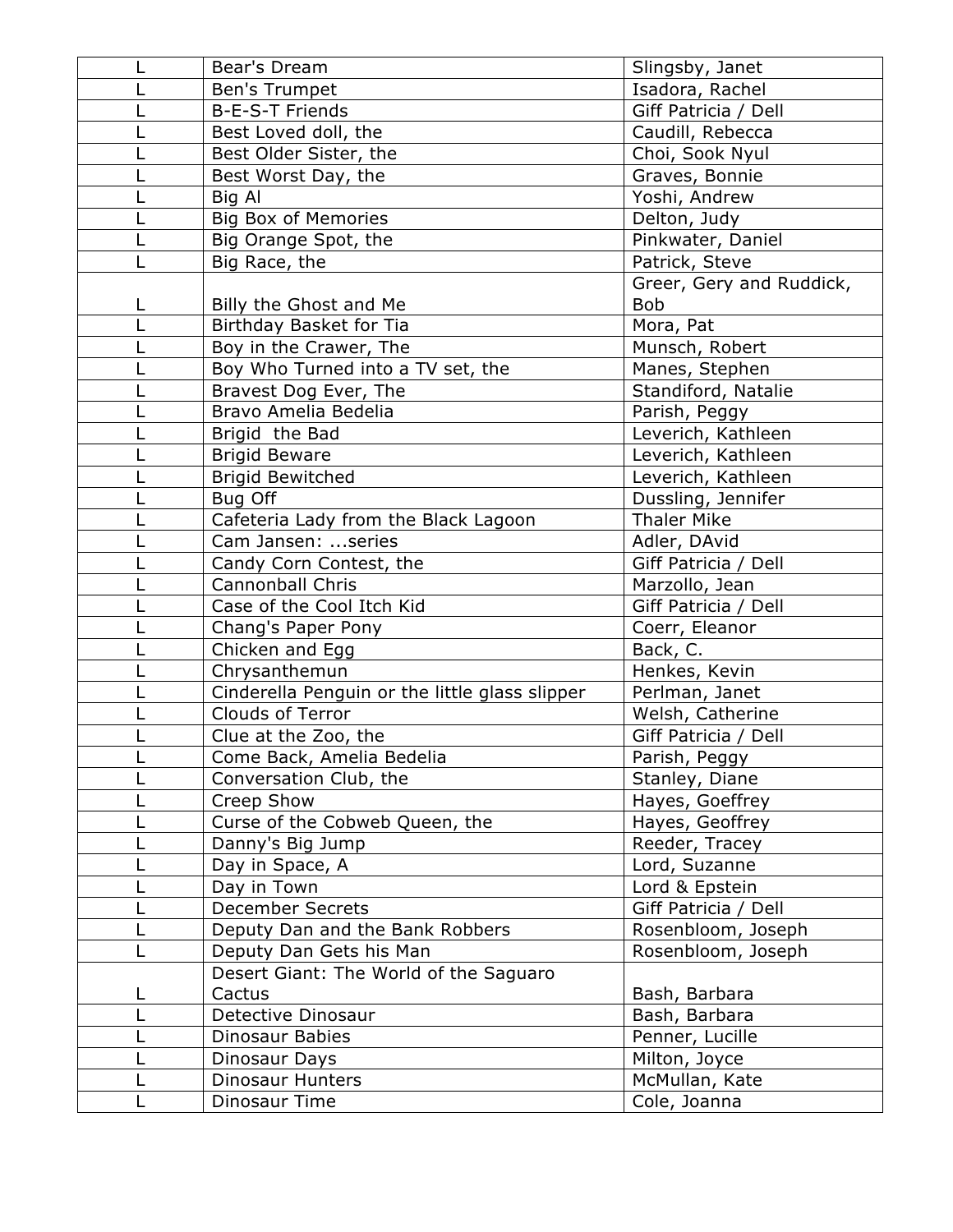| L | Bear's Dream | Slingsby, Janet |
|---|---|---|
| L | Ben's Trumpet | Isadora, Rachel |
| L | B-E-S-T Friends | Giff Patricia / Dell |
| L | Best Loved doll, the | Caudill, Rebecca |
| L | Best Older Sister, the | Choi, Sook Nyul |
| L | Best Worst Day, the | Graves, Bonnie |
| L | Big Al | Yoshi, Andrew |
| L | Big Box of Memories | Delton, Judy |
| L | Big Orange Spot, the | Pinkwater, Daniel |
| L | Big Race, the | Patrick, Steve |
| L | Billy the Ghost and Me | Greer, Gery and Ruddick, Bob |
| L | Birthday Basket for Tia | Mora, Pat |
| L | Boy in the Crawer, The | Munsch, Robert |
| L | Boy Who Turned into a TV set, the | Manes, Stephen |
| L | Bravest Dog Ever, The | Standiford, Natalie |
| L | Bravo Amelia Bedelia | Parish, Peggy |
| L | Brigid  the Bad | Leverich, Kathleen |
| L | Brigid Beware | Leverich, Kathleen |
| L | Brigid Bewitched | Leverich, Kathleen |
| L | Bug Off | Dussling, Jennifer |
| L | Cafeteria Lady from the Black Lagoon | Thaler Mike |
| L | Cam Jansen: ...series | Adler, DAvid |
| L | Candy Corn Contest, the | Giff Patricia / Dell |
| L | Cannonball Chris | Marzollo, Jean |
| L | Case of the Cool Itch Kid | Giff Patricia / Dell |
| L | Chang's Paper Pony | Coerr, Eleanor |
| L | Chicken and Egg | Back, C. |
| L | Chrysanthemun | Henkes, Kevin |
| L | Cinderella Penguin or the little glass slipper | Perlman, Janet |
| L | Clouds of Terror | Welsh, Catherine |
| L | Clue at the Zoo, the | Giff Patricia / Dell |
| L | Come Back, Amelia Bedelia | Parish, Peggy |
| L | Conversation Club, the | Stanley, Diane |
| L | Creep Show | Hayes, Goeffrey |
| L | Curse of the Cobweb Queen, the | Hayes, Geoffrey |
| L | Danny's Big Jump | Reeder, Tracey |
| L | Day in Space, A | Lord, Suzanne |
| L | Day in Town | Lord & Epstein |
| L | December Secrets | Giff Patricia / Dell |
| L | Deputy Dan and the Bank Robbers | Rosenbloom, Joseph |
| L | Deputy Dan Gets his Man | Rosenbloom, Joseph |
| L | Desert Giant: The World of the Saguaro Cactus | Bash, Barbara |
| L | Detective Dinosaur | Bash, Barbara |
| L | Dinosaur Babies | Penner, Lucille |
| L | Dinosaur Days | Milton, Joyce |
| L | Dinosaur Hunters | McMullan, Kate |
| L | Dinosaur Time | Cole, Joanna |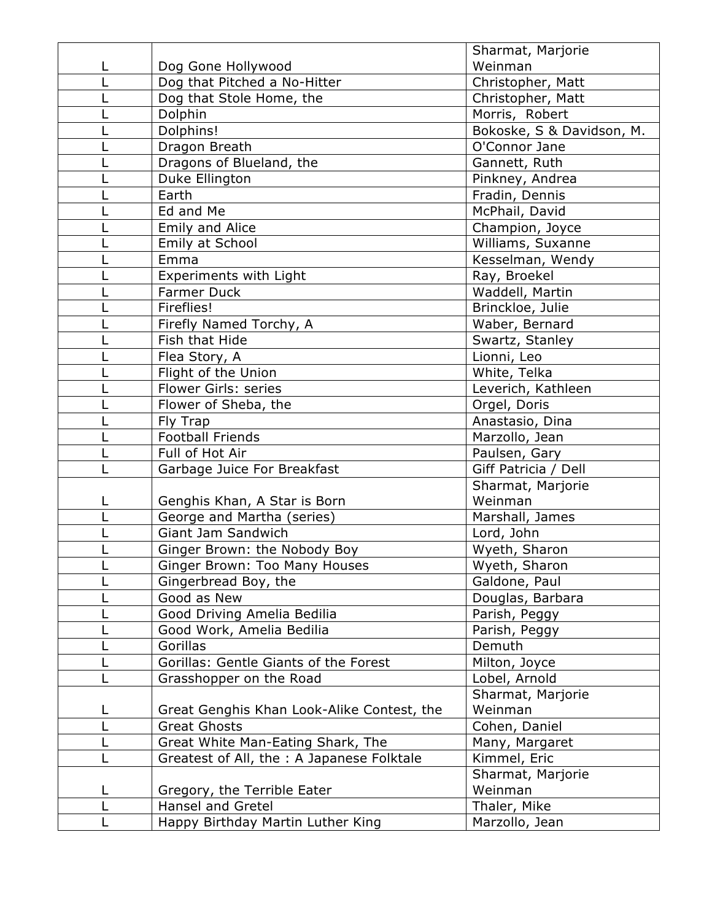| | | |
|---|---|---|
| L | Dog Gone Hollywood | Sharmat, Marjorie Weinman |
| L | Dog that Pitched a No-Hitter | Christopher, Matt |
| L | Dog that Stole Home, the | Christopher, Matt |
| L | Dolphin | Morris,  Robert |
| L | Dolphins! | Bokoske, S & Davidson, M. |
| L | Dragon Breath | O'Connor Jane |
| L | Dragons of Blueland, the | Gannett, Ruth |
| L | Duke Ellington | Pinkney, Andrea |
| L | Earth | Fradin, Dennis |
| L | Ed and Me | McPhail, David |
| L | Emily and Alice | Champion, Joyce |
| L | Emily at School | Williams, Suxanne |
| L | Emma | Kesselman, Wendy |
| L | Experiments with Light | Ray, Broekel |
| L | Farmer Duck | Waddell, Martin |
| L | Fireflies! | Brinckloe, Julie |
| L | Firefly Named Torchy, A | Waber, Bernard |
| L | Fish that Hide | Swartz, Stanley |
| L | Flea Story, A | Lionni, Leo |
| L | Flight of the Union | White, Telka |
| L | Flower Girls: series | Leverich, Kathleen |
| L | Flower of Sheba, the | Orgel, Doris |
| L | Fly Trap | Anastasio, Dina |
| L | Football Friends | Marzollo, Jean |
| L | Full of Hot Air | Paulsen, Gary |
| L | Garbage Juice For Breakfast | Giff Patricia / Dell |
| L | Genghis Khan, A Star is Born | Sharmat, Marjorie Weinman |
| L | George and Martha (series) | Marshall, James |
| L | Giant Jam Sandwich | Lord, John |
| L | Ginger Brown: the Nobody Boy | Wyeth, Sharon |
| L | Ginger Brown: Too Many Houses | Wyeth, Sharon |
| L | Gingerbread Boy, the | Galdone, Paul |
| L | Good as New | Douglas, Barbara |
| L | Good Driving Amelia Bedilia | Parish, Peggy |
| L | Good Work, Amelia Bedilia | Parish, Peggy |
| L | Gorillas | Demuth |
| L | Gorillas: Gentle Giants of the Forest | Milton, Joyce |
| L | Grasshopper on the Road | Lobel, Arnold |
| L | Great Genghis Khan Look-Alike Contest, the | Sharmat, Marjorie Weinman |
| L | Great Ghosts | Cohen, Daniel |
| L | Great White Man-Eating Shark, The | Many, Margaret |
| L | Greatest of All, the : A Japanese Folktale | Kimmel, Eric |
| L | Gregory, the Terrible Eater | Sharmat, Marjorie Weinman |
| L | Hansel and Gretel | Thaler, Mike |
| L | Happy Birthday Martin Luther King | Marzollo, Jean |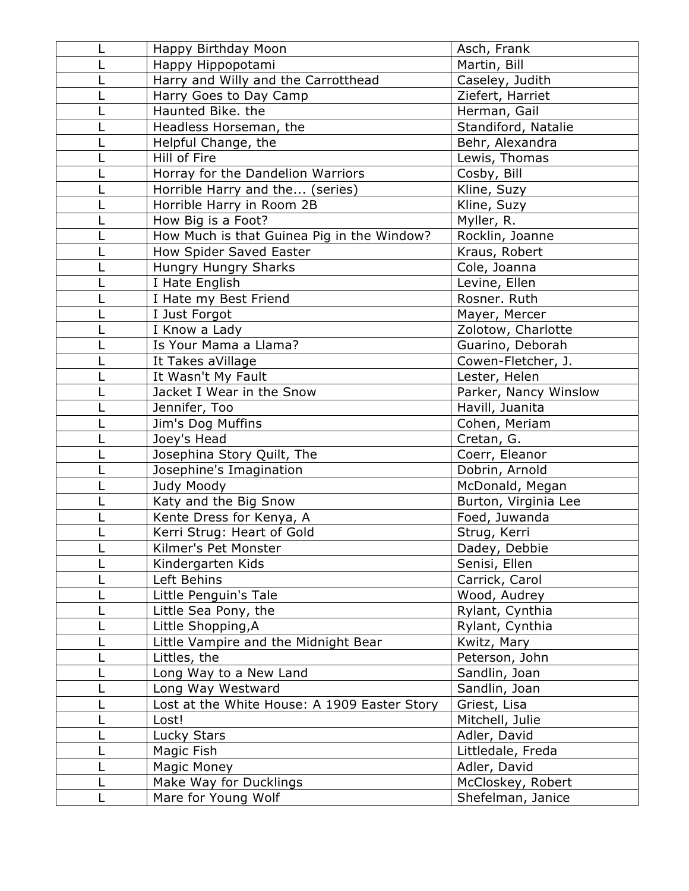| L | Happy Birthday Moon | Asch, Frank |
|---|---|---|
| L | Happy Hippopotami | Martin, Bill |
| L | Harry and Willy and the Carrotthead | Caseley, Judith |
| L | Harry Goes to Day Camp | Ziefert, Harriet |
| L | Haunted Bike. the | Herman, Gail |
| L | Headless Horseman, the | Standiford, Natalie |
| L | Helpful Change, the | Behr, Alexandra |
| L | Hill of Fire | Lewis, Thomas |
| L | Horray for the Dandelion Warriors | Cosby, Bill |
| L | Horrible Harry and the... (series) | Kline, Suzy |
| L | Horrible Harry in Room 2B | Kline, Suzy |
| L | How Big is a Foot? | Myller, R. |
| L | How Much is that Guinea Pig in the Window? | Rocklin, Joanne |
| L | How Spider Saved Easter | Kraus, Robert |
| L | Hungry Hungry Sharks | Cole, Joanna |
| L | I Hate English | Levine, Ellen |
| L | I Hate my Best Friend | Rosner. Ruth |
| L | I Just Forgot | Mayer, Mercer |
| L | I Know a Lady | Zolotow, Charlotte |
| L | Is Your Mama a Llama? | Guarino, Deborah |
| L | It Takes aVillage | Cowen-Fletcher, J. |
| L | It Wasn't My Fault | Lester, Helen |
| L | Jacket I Wear in the Snow | Parker, Nancy Winslow |
| L | Jennifer, Too | Havill, Juanita |
| L | Jim's Dog Muffins | Cohen, Meriam |
| L | Joey's Head | Cretan, G. |
| L | Josephina Story Quilt, The | Coerr, Eleanor |
| L | Josephine's Imagination | Dobrin, Arnold |
| L | Judy Moody | McDonald, Megan |
| L | Katy and the Big Snow | Burton, Virginia Lee |
| L | Kente Dress for Kenya, A | Foed, Juwanda |
| L | Kerri Strug: Heart of Gold | Strug, Kerri |
| L | Kilmer's Pet Monster | Dadey, Debbie |
| L | Kindergarten Kids | Senisi, Ellen |
| L | Left Behins | Carrick, Carol |
| L | Little Penguin's Tale | Wood, Audrey |
| L | Little Sea Pony, the | Rylant, Cynthia |
| L | Little Shopping,A | Rylant, Cynthia |
| L | Little Vampire and the Midnight Bear | Kwitz, Mary |
| L | Littles, the | Peterson, John |
| L | Long Way to a New Land | Sandlin, Joan |
| L | Long Way Westward | Sandlin, Joan |
| L | Lost at the White House: A 1909 Easter Story | Griest, Lisa |
| L | Lost! | Mitchell, Julie |
| L | Lucky Stars | Adler, David |
| L | Magic Fish | Littledale, Freda |
| L | Magic Money | Adler, David |
| L | Make Way for Ducklings | McCloskey, Robert |
| L | Mare for Young Wolf | Shefelman, Janice |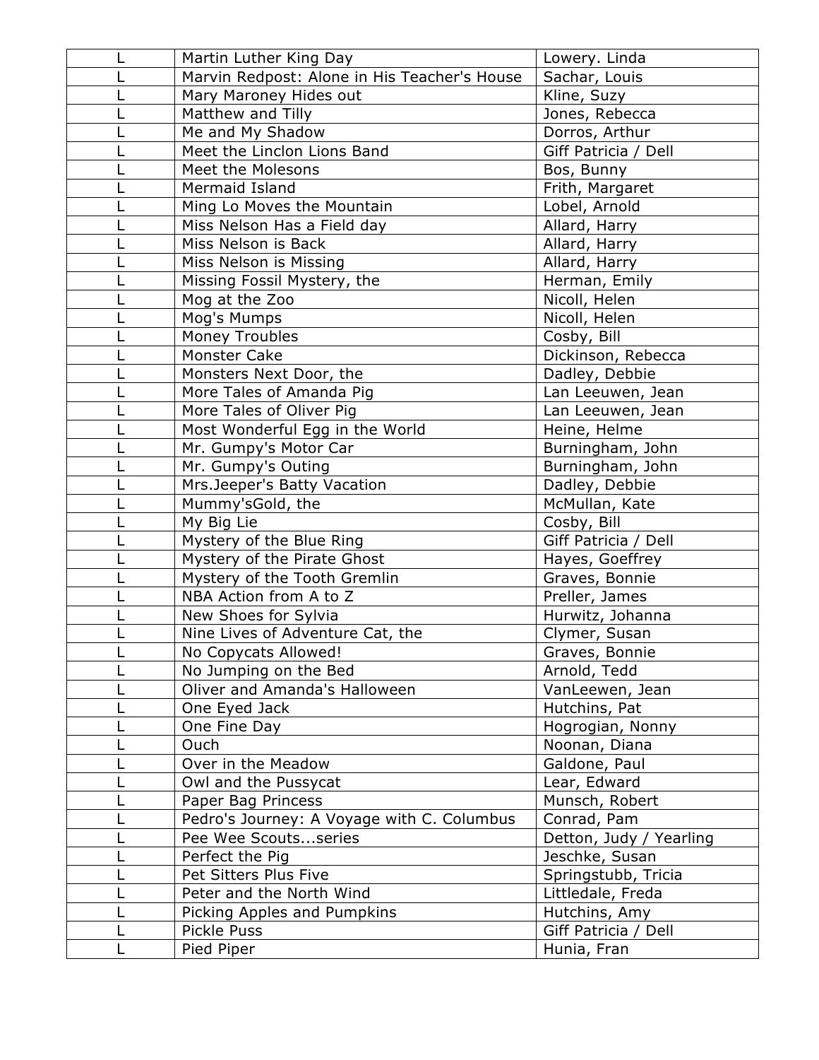| L | Martin Luther King Day | Lowery. Linda |
|---|---|---|
| L | Marvin Redpost: Alone in His Teacher's House | Sachar, Louis |
| L | Mary Maroney Hides out | Kline, Suzy |
| L | Matthew and Tilly | Jones, Rebecca |
| L | Me and My Shadow | Dorros, Arthur |
| L | Meet the Linclon Lions Band | Giff Patricia / Dell |
| L | Meet the Molesons | Bos, Bunny |
| L | Mermaid Island | Frith, Margaret |
| L | Ming Lo Moves the Mountain | Lobel, Arnold |
| L | Miss Nelson Has a Field day | Allard, Harry |
| L | Miss Nelson is Back | Allard, Harry |
| L | Miss Nelson is Missing | Allard, Harry |
| L | Missing Fossil Mystery, the | Herman, Emily |
| L | Mog at the Zoo | Nicoll, Helen |
| L | Mog's Mumps | Nicoll, Helen |
| L | Money Troubles | Cosby, Bill |
| L | Monster Cake | Dickinson, Rebecca |
| L | Monsters Next Door, the | Dadley, Debbie |
| L | More Tales of Amanda Pig | Lan Leeuwen, Jean |
| L | More Tales of Oliver Pig | Lan Leeuwen, Jean |
| L | Most Wonderful Egg in the World | Heine, Helme |
| L | Mr. Gumpy's Motor Car | Burningham, John |
| L | Mr. Gumpy's Outing | Burningham, John |
| L | Mrs.Jeeper's Batty Vacation | Dadley, Debbie |
| L | Mummy'sGold, the | McMullan, Kate |
| L | My Big Lie | Cosby, Bill |
| L | Mystery of the Blue Ring | Giff Patricia / Dell |
| L | Mystery of the Pirate Ghost | Hayes, Goeffrey |
| L | Mystery of the Tooth Gremlin | Graves, Bonnie |
| L | NBA Action from A to Z | Preller, James |
| L | New Shoes for Sylvia | Hurwitz, Johanna |
| L | Nine Lives of Adventure Cat, the | Clymer, Susan |
| L | No Copycats Allowed! | Graves, Bonnie |
| L | No Jumping on the Bed | Arnold, Tedd |
| L | Oliver and Amanda's Halloween | VanLeewen, Jean |
| L | One Eyed Jack | Hutchins, Pat |
| L | One Fine Day | Hogrogian, Nonny |
| L | Ouch | Noonan, Diana |
| L | Over in the Meadow | Galdone, Paul |
| L | Owl and the Pussycat | Lear, Edward |
| L | Paper Bag Princess | Munsch, Robert |
| L | Pedro's Journey: A Voyage with C. Columbus | Conrad, Pam |
| L | Pee Wee Scouts...series | Detton, Judy / Yearling |
| L | Perfect the Pig | Jeschke, Susan |
| L | Pet Sitters Plus Five | Springstubb, Tricia |
| L | Peter and the North Wind | Littledale, Freda |
| L | Picking Apples and Pumpkins | Hutchins, Amy |
| L | Pickle Puss | Giff Patricia / Dell |
| L | Pied Piper | Hunia, Fran |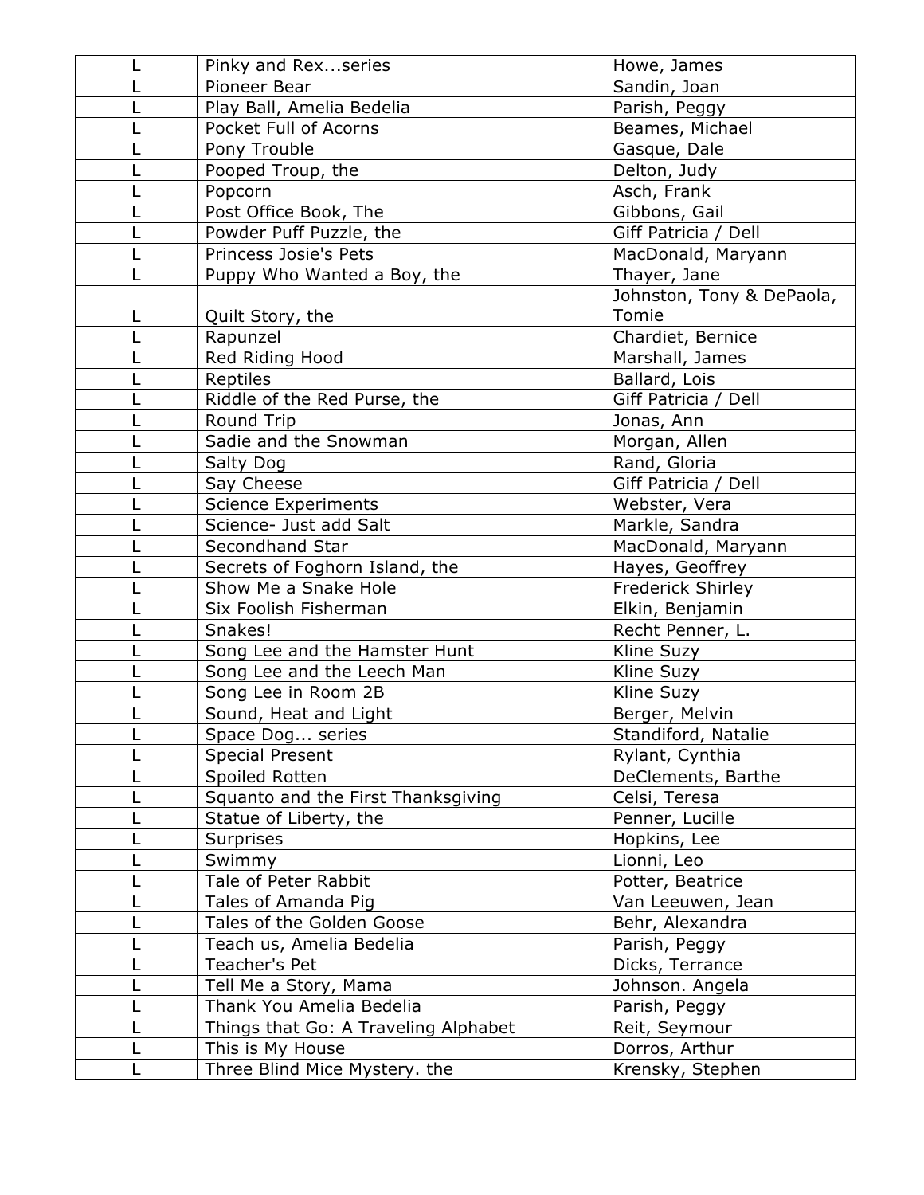| L | Pinky and Rex...series | Howe, James |
|---|---|---|
| L | Pioneer Bear | Sandin, Joan |
| L | Play Ball, Amelia Bedelia | Parish, Peggy |
| L | Pocket Full of Acorns | Beames, Michael |
| L | Pony Trouble | Gasque, Dale |
| L | Pooped Troup, the | Delton, Judy |
| L | Popcorn | Asch, Frank |
| L | Post Office Book, The | Gibbons, Gail |
| L | Powder Puff Puzzle, the | Giff Patricia / Dell |
| L | Princess Josie's Pets | MacDonald, Maryann |
| L | Puppy Who Wanted a Boy, the | Thayer, Jane |
| L | Quilt Story, the | Johnston, Tony & DePaola, Tomie |
| L | Rapunzel | Chardiet, Bernice |
| L | Red Riding Hood | Marshall, James |
| L | Reptiles | Ballard, Lois |
| L | Riddle of the Red Purse, the | Giff Patricia / Dell |
| L | Round Trip | Jonas, Ann |
| L | Sadie and the Snowman | Morgan, Allen |
| L | Salty Dog | Rand, Gloria |
| L | Say Cheese | Giff Patricia / Dell |
| L | Science Experiments | Webster, Vera |
| L | Science- Just add Salt | Markle, Sandra |
| L | Secondhand Star | MacDonald, Maryann |
| L | Secrets of Foghorn Island, the | Hayes, Geoffrey |
| L | Show Me a Snake Hole | Frederick Shirley |
| L | Six Foolish Fisherman | Elkin, Benjamin |
| L | Snakes! | Recht Penner, L. |
| L | Song Lee and the Hamster Hunt | Kline Suzy |
| L | Song Lee and the Leech Man | Kline Suzy |
| L | Song Lee in Room 2B | Kline Suzy |
| L | Sound, Heat and Light | Berger, Melvin |
| L | Space Dog... series | Standiford, Natalie |
| L | Special Present | Rylant, Cynthia |
| L | Spoiled Rotten | DeClements, Barthe |
| L | Squanto and the First Thanksgiving | Celsi, Teresa |
| L | Statue of Liberty, the | Penner, Lucille |
| L | Surprises | Hopkins, Lee |
| L | Swimmy | Lionni, Leo |
| L | Tale of Peter Rabbit | Potter, Beatrice |
| L | Tales of Amanda Pig | Van Leeuwen, Jean |
| L | Tales of the Golden Goose | Behr, Alexandra |
| L | Teach us, Amelia Bedelia | Parish, Peggy |
| L | Teacher's Pet | Dicks, Terrance |
| L | Tell Me a Story, Mama | Johnson. Angela |
| L | Thank You Amelia Bedelia | Parish, Peggy |
| L | Things that Go: A Traveling Alphabet | Reit, Seymour |
| L | This is My House | Dorros, Arthur |
| L | Three Blind Mice Mystery. the | Krensky, Stephen |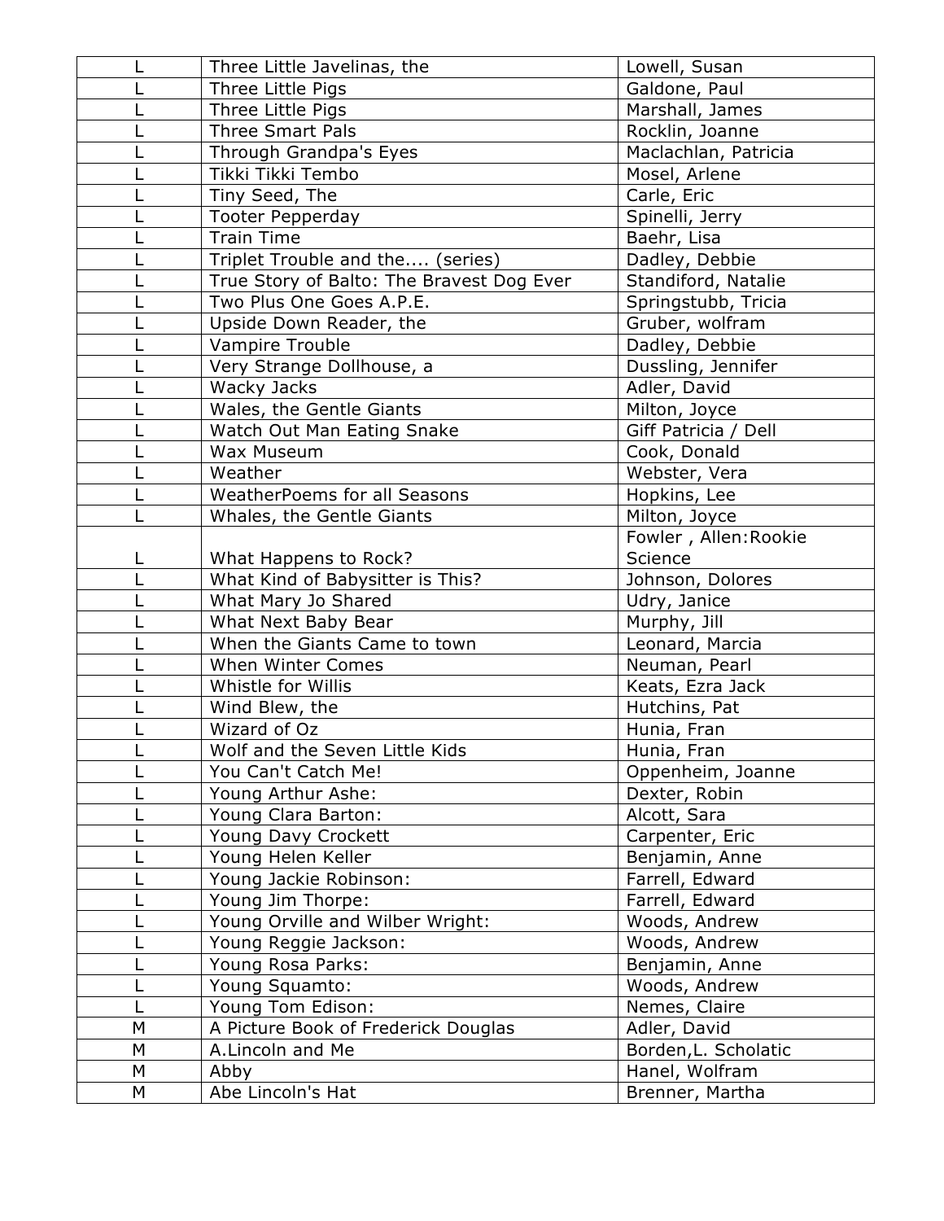| | | |
|---|---|---|
| L | Three Little Javelinas, the | Lowell, Susan |
| L | Three Little Pigs | Galdone, Paul |
| L | Three Little Pigs | Marshall, James |
| L | Three Smart Pals | Rocklin, Joanne |
| L | Through Grandpa's Eyes | Maclachlan, Patricia |
| L | Tikki Tikki Tembo | Mosel, Arlene |
| L | Tiny Seed, The | Carle, Eric |
| L | Tooter Pepperday | Spinelli, Jerry |
| L | Train Time | Baehr, Lisa |
| L | Triplet Trouble and the.... (series) | Dadley, Debbie |
| L | True Story of Balto: The Bravest Dog Ever | Standiford, Natalie |
| L | Two Plus One Goes A.P.E. | Springstubb, Tricia |
| L | Upside Down Reader, the | Gruber, wolfram |
| L | Vampire Trouble | Dadley, Debbie |
| L | Very Strange Dollhouse, a | Dussling, Jennifer |
| L | Wacky Jacks | Adler, David |
| L | Wales, the Gentle Giants | Milton, Joyce |
| L | Watch Out Man Eating Snake | Giff Patricia / Dell |
| L | Wax Museum | Cook, Donald |
| L | Weather | Webster, Vera |
| L | WeatherPoems for all Seasons | Hopkins, Lee |
| L | Whales, the Gentle Giants | Milton, Joyce |
| L | What Happens to Rock? | Fowler , Allen:Rookie Science |
| L | What Kind of Babysitter is This? | Johnson, Dolores |
| L | What Mary Jo Shared | Udry, Janice |
| L | What Next Baby Bear | Murphy, Jill |
| L | When the Giants Came to town | Leonard, Marcia |
| L | When Winter Comes | Neuman, Pearl |
| L | Whistle for Willis | Keats, Ezra Jack |
| L | Wind Blew, the | Hutchins, Pat |
| L | Wizard of Oz | Hunia, Fran |
| L | Wolf and the Seven Little Kids | Hunia, Fran |
| L | You Can't Catch Me! | Oppenheim, Joanne |
| L | Young Arthur Ashe: | Dexter, Robin |
| L | Young Clara Barton: | Alcott, Sara |
| L | Young Davy Crockett | Carpenter, Eric |
| L | Young Helen Keller | Benjamin, Anne |
| L | Young Jackie Robinson: | Farrell, Edward |
| L | Young Jim Thorpe: | Farrell, Edward |
| L | Young Orville and Wilber Wright: | Woods, Andrew |
| L | Young Reggie Jackson: | Woods, Andrew |
| L | Young Rosa Parks: | Benjamin, Anne |
| L | Young Squamto: | Woods, Andrew |
| L | Young Tom Edison: | Nemes, Claire |
| M | A Picture Book of Frederick Douglas | Adler, David |
| M | A.Lincoln and Me | Borden,L. Scholatic |
| M | Abby | Hanel, Wolfram |
| M | Abe Lincoln's Hat | Brenner, Martha |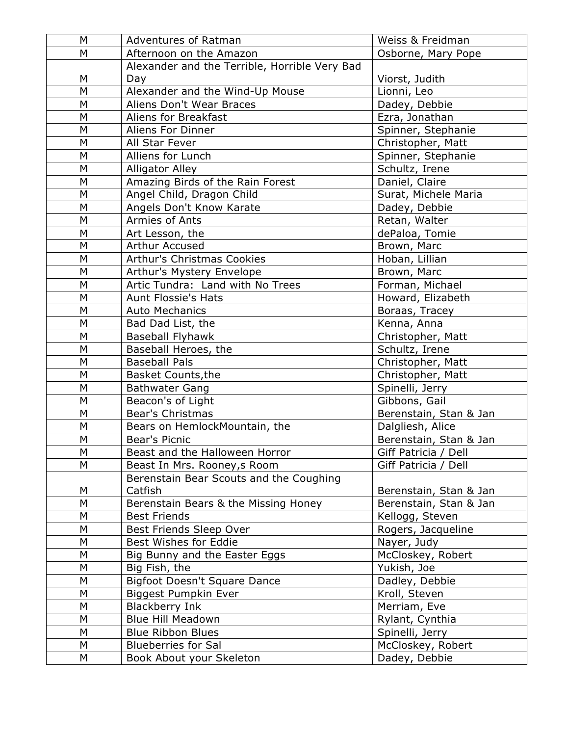| M | Adventures of Ratman | Weiss & Freidman |
|---|---|---|
| M | Afternoon on the Amazon | Osborne, Mary Pope |
| M | Alexander and the Terrible, Horrible Very Bad Day | Viorst, Judith |
| M | Alexander and the Wind-Up Mouse | Lionni, Leo |
| M | Aliens Don't Wear Braces | Dadey, Debbie |
| M | Aliens for Breakfast | Ezra, Jonathan |
| M | Aliens For Dinner | Spinner, Stephanie |
| M | All Star Fever | Christopher, Matt |
| M | Alliens for Lunch | Spinner, Stephanie |
| M | Alligator Alley | Schultz, Irene |
| M | Amazing Birds of the Rain Forest | Daniel, Claire |
| M | Angel Child, Dragon Child | Surat, Michele Maria |
| M | Angels Don't Know Karate | Dadey, Debbie |
| M | Armies of Ants | Retan, Walter |
| M | Art Lesson, the | dePaloa, Tomie |
| M | Arthur Accused | Brown, Marc |
| M | Arthur's Christmas Cookies | Hoban, Lillian |
| M | Arthur's Mystery Envelope | Brown, Marc |
| M | Artic Tundra: Land with No Trees | Forman, Michael |
| M | Aunt Flossie's Hats | Howard, Elizabeth |
| M | Auto Mechanics | Boraas, Tracey |
| M | Bad Dad List, the | Kenna, Anna |
| M | Baseball Flyhawk | Christopher, Matt |
| M | Baseball Heroes, the | Schultz, Irene |
| M | Baseball Pals | Christopher, Matt |
| M | Basket Counts,the | Christopher, Matt |
| M | Bathwater Gang | Spinelli, Jerry |
| M | Beacon's of Light | Gibbons, Gail |
| M | Bear's Christmas | Berenstain, Stan & Jan |
| M | Bears on HemlockMountain, the | Dalgliesh, Alice |
| M | Bear's Picnic | Berenstain, Stan & Jan |
| M | Beast and the Halloween Horror | Giff Patricia / Dell |
| M | Beast In Mrs. Rooney,s Room | Giff Patricia / Dell |
| M | Berenstain Bear Scouts and the Coughing Catfish | Berenstain, Stan & Jan |
| M | Berenstain Bears & the Missing Honey | Berenstain, Stan & Jan |
| M | Best Friends | Kellogg, Steven |
| M | Best Friends Sleep Over | Rogers, Jacqueline |
| M | Best Wishes for Eddie | Nayer, Judy |
| M | Big Bunny and the Easter Eggs | McCloskey, Robert |
| M | Big Fish, the | Yukish, Joe |
| M | Bigfoot Doesn't Square Dance | Dadley, Debbie |
| M | Biggest Pumpkin Ever | Kroll, Steven |
| M | Blackberry Ink | Merriam, Eve |
| M | Blue Hill Meadown | Rylant, Cynthia |
| M | Blue Ribbon Blues | Spinelli, Jerry |
| M | Blueberries for Sal | McCloskey, Robert |
| M | Book About your Skeleton | Dadey, Debbie |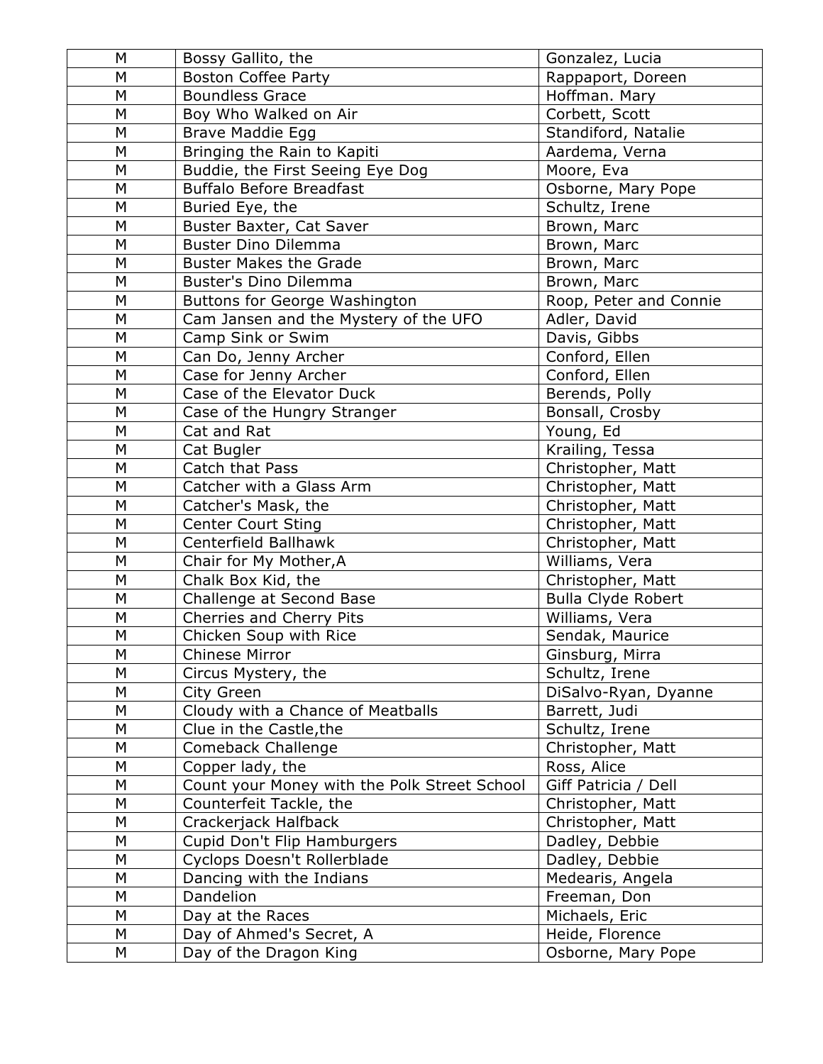| | | |
|---|---|---|
| M | Bossy Gallito, the | Gonzalez, Lucia |
| M | Boston Coffee Party | Rappaport, Doreen |
| M | Boundless Grace | Hoffman. Mary |
| M | Boy Who Walked on Air | Corbett, Scott |
| M | Brave Maddie Egg | Standiford, Natalie |
| M | Bringing the Rain to Kapiti | Aardema, Verna |
| M | Buddie, the First Seeing Eye Dog | Moore, Eva |
| M | Buffalo Before Breadfast | Osborne, Mary Pope |
| M | Buried Eye, the | Schultz, Irene |
| M | Buster Baxter, Cat Saver | Brown, Marc |
| M | Buster Dino Dilemma | Brown, Marc |
| M | Buster Makes the Grade | Brown, Marc |
| M | Buster's Dino Dilemma | Brown, Marc |
| M | Buttons for George Washington | Roop, Peter and Connie |
| M | Cam Jansen and the Mystery of the UFO | Adler, David |
| M | Camp Sink or Swim | Davis, Gibbs |
| M | Can Do, Jenny Archer | Conford, Ellen |
| M | Case for Jenny Archer | Conford, Ellen |
| M | Case of the Elevator Duck | Berends, Polly |
| M | Case of the Hungry Stranger | Bonsall, Crosby |
| M | Cat and Rat | Young, Ed |
| M | Cat Bugler | Krailing, Tessa |
| M | Catch that Pass | Christopher, Matt |
| M | Catcher with a Glass Arm | Christopher, Matt |
| M | Catcher's Mask, the | Christopher, Matt |
| M | Center Court Sting | Christopher, Matt |
| M | Centerfield Ballhawk | Christopher, Matt |
| M | Chair for My Mother,A | Williams, Vera |
| M | Chalk Box Kid, the | Christopher, Matt |
| M | Challenge at Second Base | Bulla Clyde Robert |
| M | Cherries and Cherry Pits | Williams, Vera |
| M | Chicken Soup with Rice | Sendak, Maurice |
| M | Chinese Mirror | Ginsburg, Mirra |
| M | Circus Mystery, the | Schultz, Irene |
| M | City Green | DiSalvo-Ryan, Dyanne |
| M | Cloudy with a Chance of Meatballs | Barrett, Judi |
| M | Clue in the Castle,the | Schultz, Irene |
| M | Comeback Challenge | Christopher, Matt |
| M | Copper lady, the | Ross, Alice |
| M | Count your Money with the Polk Street School | Giff Patricia / Dell |
| M | Counterfeit Tackle, the | Christopher, Matt |
| M | Crackerjack Halfback | Christopher, Matt |
| M | Cupid Don't Flip Hamburgers | Dadley, Debbie |
| M | Cyclops Doesn't Rollerblade | Dadley, Debbie |
| M | Dancing with the Indians | Medearis, Angela |
| M | Dandelion | Freeman, Don |
| M | Day at the Races | Michaels, Eric |
| M | Day of Ahmed's Secret, A | Heide, Florence |
| M | Day of the Dragon King | Osborne, Mary Pope |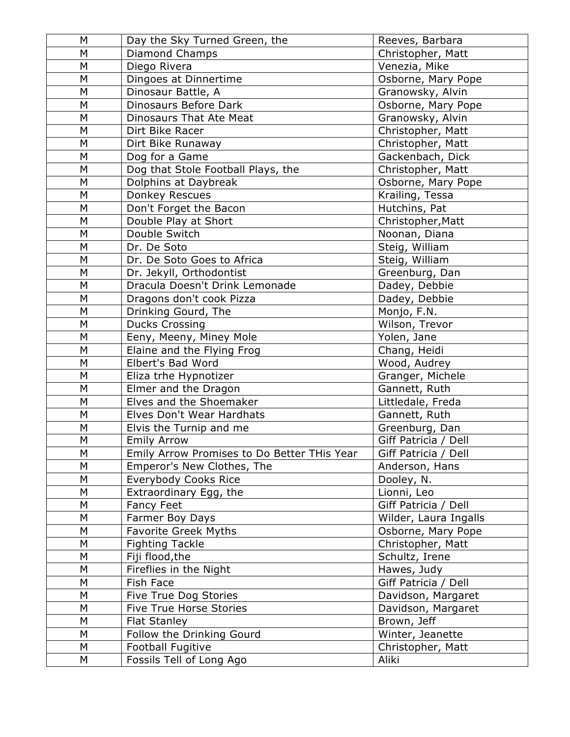| M | Day the Sky Turned Green, the | Reeves, Barbara |
|---|---|---|
| M | Diamond Champs | Christopher, Matt |
| M | Diego Rivera | Venezia, Mike |
| M | Dingoes at Dinnertime | Osborne, Mary Pope |
| M | Dinosaur Battle, A | Granowsky, Alvin |
| M | Dinosaurs Before Dark | Osborne, Mary Pope |
| M | Dinosaurs That Ate Meat | Granowsky, Alvin |
| M | Dirt Bike Racer | Christopher, Matt |
| M | Dirt Bike Runaway | Christopher, Matt |
| M | Dog for a Game | Gackenbach, Dick |
| M | Dog that Stole Football Plays, the | Christopher, Matt |
| M | Dolphins at Daybreak | Osborne, Mary Pope |
| M | Donkey Rescues | Krailing, Tessa |
| M | Don't Forget the Bacon | Hutchins, Pat |
| M | Double Play at Short | Christopher,Matt |
| M | Double Switch | Noonan, Diana |
| M | Dr. De Soto | Steig, William |
| M | Dr. De Soto Goes to Africa | Steig, William |
| M | Dr. Jekyll, Orthodontist | Greenburg, Dan |
| M | Dracula Doesn't Drink Lemonade | Dadey, Debbie |
| M | Dragons don't cook Pizza | Dadey, Debbie |
| M | Drinking Gourd, The | Monjo, F.N. |
| M | Ducks Crossing | Wilson, Trevor |
| M | Eeny, Meeny, Miney Mole | Yolen, Jane |
| M | Elaine and the Flying Frog | Chang, Heidi |
| M | Elbert's Bad Word | Wood, Audrey |
| M | Eliza trhe Hypnotizer | Granger, Michele |
| M | Elmer and the Dragon | Gannett, Ruth |
| M | Elves and the Shoemaker | Littledale, Freda |
| M | Elves Don't Wear Hardhats | Gannett, Ruth |
| M | Elvis the Turnip and me | Greenburg, Dan |
| M | Emily Arrow | Giff Patricia / Dell |
| M | Emily Arrow Promises to Do Better THis Year | Giff Patricia / Dell |
| M | Emperor's New Clothes, The | Anderson, Hans |
| M | Everybody Cooks Rice | Dooley, N. |
| M | Extraordinary Egg, the | Lionni, Leo |
| M | Fancy Feet | Giff Patricia / Dell |
| M | Farmer Boy Days | Wilder, Laura Ingalls |
| M | Favorite Greek Myths | Osborne, Mary Pope |
| M | Fighting Tackle | Christopher, Matt |
| M | Fiji flood,the | Schultz, Irene |
| M | Fireflies in the Night | Hawes, Judy |
| M | Fish Face | Giff Patricia / Dell |
| M | Five True Dog Stories | Davidson, Margaret |
| M | Five True Horse Stories | Davidson, Margaret |
| M | Flat Stanley | Brown, Jeff |
| M | Follow the Drinking Gourd | Winter, Jeanette |
| M | Football Fugitive | Christopher, Matt |
| M | Fossils Tell of Long Ago | Aliki |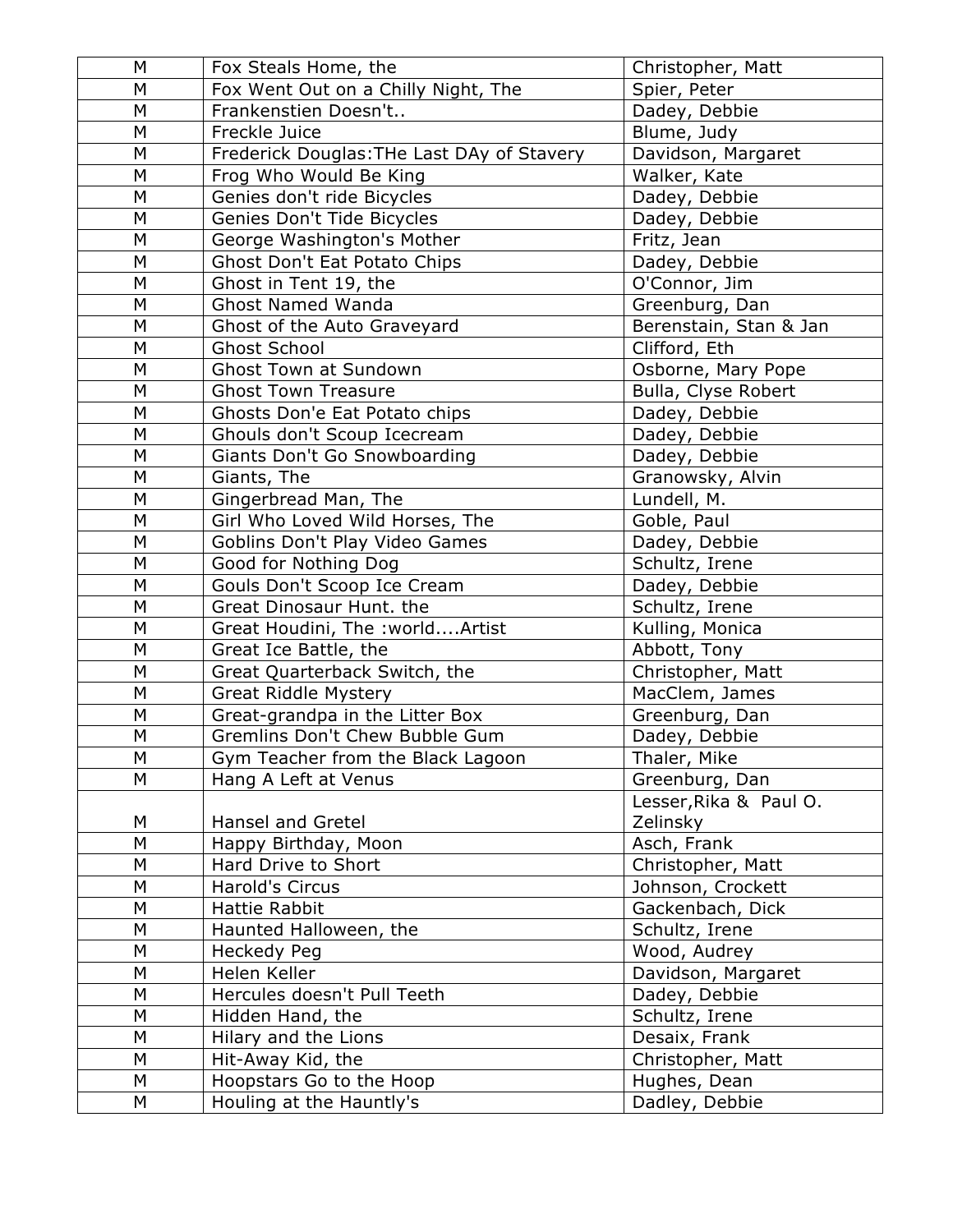| M | Fox Steals Home, the | Christopher, Matt |
|---|---|---|
| M | Fox Went Out on a Chilly Night, The | Spier, Peter |
| M | Frankenstien Doesn't.. | Dadey, Debbie |
| M | Freckle Juice | Blume, Judy |
| M | Frederick Douglas:THe Last DAy of Stavery | Davidson, Margaret |
| M | Frog Who Would Be King | Walker, Kate |
| M | Genies don't ride Bicycles | Dadey, Debbie |
| M | Genies Don't Tide Bicycles | Dadey, Debbie |
| M | George Washington's Mother | Fritz, Jean |
| M | Ghost Don't Eat Potato Chips | Dadey, Debbie |
| M | Ghost in Tent 19, the | O'Connor, Jim |
| M | Ghost Named Wanda | Greenburg, Dan |
| M | Ghost of the Auto Graveyard | Berenstain, Stan & Jan |
| M | Ghost School | Clifford, Eth |
| M | Ghost Town at Sundown | Osborne, Mary Pope |
| M | Ghost Town Treasure | Bulla, Clyse Robert |
| M | Ghosts Don'e Eat Potato chips | Dadey, Debbie |
| M | Ghouls don't Scoup Icecream | Dadey, Debbie |
| M | Giants Don't Go Snowboarding | Dadey, Debbie |
| M | Giants, The | Granowsky, Alvin |
| M | Gingerbread Man, The | Lundell, M. |
| M | Girl Who Loved Wild Horses, The | Goble, Paul |
| M | Goblins Don't Play Video Games | Dadey, Debbie |
| M | Good for Nothing Dog | Schultz, Irene |
| M | Gouls Don't Scoop Ice Cream | Dadey, Debbie |
| M | Great Dinosaur Hunt. the | Schultz, Irene |
| M | Great Houdini, The :world....Artist | Kulling, Monica |
| M | Great Ice Battle, the | Abbott, Tony |
| M | Great Quarterback Switch, the | Christopher, Matt |
| M | Great Riddle Mystery | MacClem, James |
| M | Great-grandpa in the Litter Box | Greenburg, Dan |
| M | Gremlins Don't Chew Bubble Gum | Dadey, Debbie |
| M | Gym Teacher from the Black Lagoon | Thaler, Mike |
| M | Hang A Left at Venus | Greenburg, Dan |
| M | Hansel and Gretel | Lesser,Rika & Paul O. Zelinsky |
| M | Happy Birthday, Moon | Asch, Frank |
| M | Hard Drive to Short | Christopher, Matt |
| M | Harold's Circus | Johnson, Crockett |
| M | Hattie Rabbit | Gackenbach, Dick |
| M | Haunted Halloween, the | Schultz, Irene |
| M | Heckedy Peg | Wood, Audrey |
| M | Helen Keller | Davidson, Margaret |
| M | Hercules doesn't Pull Teeth | Dadey, Debbie |
| M | Hidden Hand, the | Schultz, Irene |
| M | Hilary and the Lions | Desaix, Frank |
| M | Hit-Away Kid, the | Christopher, Matt |
| M | Hoopstars Go to the Hoop | Hughes, Dean |
| M | Houling at the Hauntly's | Dadley, Debbie |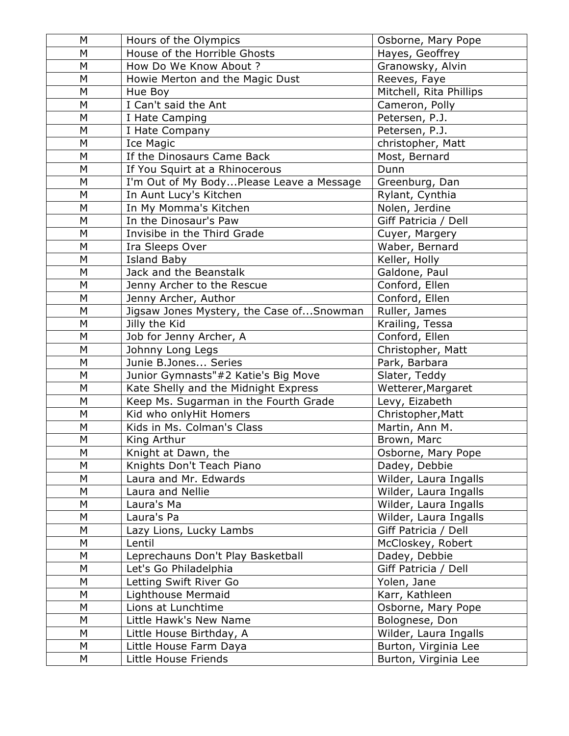| M | Hours of the Olympics | Osborne, Mary Pope |
|---|---|---|
| M | House of the Horrible Ghosts | Hayes, Geoffrey |
| M | How Do We Know About ? | Granowsky, Alvin |
| M | Howie Merton and the Magic Dust | Reeves, Faye |
| M | Hue Boy | Mitchell, Rita Phillips |
| M | I Can't said the Ant | Cameron, Polly |
| M | I Hate Camping | Petersen, P.J. |
| M | I Hate Company | Petersen, P.J. |
| M | Ice Magic | christopher, Matt |
| M | If the Dinosaurs Came Back | Most, Bernard |
| M | If You Squirt at a Rhinocerous | Dunn |
| M | I'm Out of My Body...Please Leave a Message | Greenburg, Dan |
| M | In Aunt Lucy's Kitchen | Rylant, Cynthia |
| M | In My Momma's Kitchen | Nolen, Jerdine |
| M | In the Dinosaur's Paw | Giff Patricia / Dell |
| M | Invisibe in the Third Grade | Cuyer, Margery |
| M | Ira Sleeps Over | Waber, Bernard |
| M | Island Baby | Keller, Holly |
| M | Jack and the Beanstalk | Galdone, Paul |
| M | Jenny Archer to the Rescue | Conford, Ellen |
| M | Jenny Archer, Author | Conford, Ellen |
| M | Jigsaw Jones Mystery, the Case of...Snowman | Ruller, James |
| M | Jilly the Kid | Krailing, Tessa |
| M | Job for Jenny Archer, A | Conford, Ellen |
| M | Johnny Long Legs | Christopher, Matt |
| M | Junie B.Jones... Series | Park, Barbara |
| M | Junior Gymnasts"#2 Katie's Big Move | Slater, Teddy |
| M | Kate Shelly and the Midnight Express | Wetterer,Margaret |
| M | Keep Ms. Sugarman in the Fourth Grade | Levy, Eizabeth |
| M | Kid who onlyHit Homers | Christopher,Matt |
| M | Kids in Ms. Colman's Class | Martin, Ann M. |
| M | King Arthur | Brown, Marc |
| M | Knight at Dawn, the | Osborne, Mary Pope |
| M | Knights Don't Teach Piano | Dadey, Debbie |
| M | Laura and Mr. Edwards | Wilder, Laura Ingalls |
| M | Laura and Nellie | Wilder, Laura Ingalls |
| M | Laura's Ma | Wilder, Laura Ingalls |
| M | Laura's Pa | Wilder, Laura Ingalls |
| M | Lazy Lions, Lucky Lambs | Giff Patricia / Dell |
| M | Lentil | McCloskey, Robert |
| M | Leprechauns Don't Play Basketball | Dadey, Debbie |
| M | Let's Go Philadelphia | Giff Patricia / Dell |
| M | Letting Swift River Go | Yolen, Jane |
| M | Lighthouse Mermaid | Karr, Kathleen |
| M | Lions at Lunchtime | Osborne, Mary Pope |
| M | Little Hawk's New Name | Bolognese, Don |
| M | Little House Birthday, A | Wilder, Laura Ingalls |
| M | Little House Farm Daya | Burton, Virginia Lee |
| M | Little House Friends | Burton, Virginia Lee |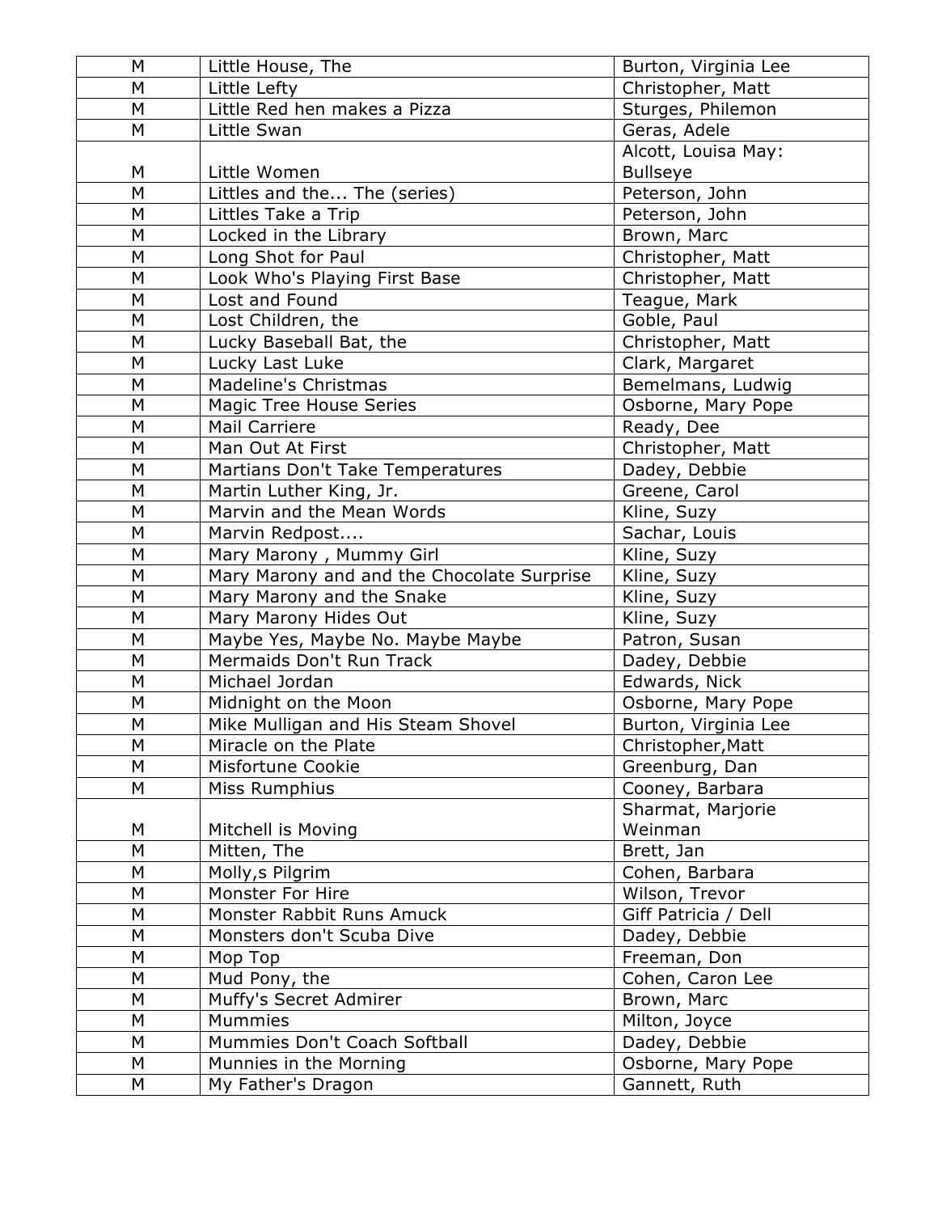| M | Little House, The | Burton, Virginia Lee |
|---|---|---|
| M | Little Lefty | Christopher, Matt |
| M | Little Red hen makes a Pizza | Sturges, Philemon |
| M | Little Swan | Geras, Adele |
| M | Little Women | Alcott, Louisa May: Bullseye |
| M | Littles and the... The (series) | Peterson, John |
| M | Littles Take a Trip | Peterson, John |
| M | Locked in the Library | Brown, Marc |
| M | Long Shot for Paul | Christopher, Matt |
| M | Look Who's Playing First Base | Christopher, Matt |
| M | Lost and Found | Teague, Mark |
| M | Lost Children, the | Goble, Paul |
| M | Lucky Baseball Bat, the | Christopher, Matt |
| M | Lucky Last Luke | Clark, Margaret |
| M | Madeline's Christmas | Bemelmans, Ludwig |
| M | Magic Tree House Series | Osborne, Mary Pope |
| M | Mail Carriere | Ready, Dee |
| M | Man Out At First | Christopher, Matt |
| M | Martians Don't Take Temperatures | Dadey, Debbie |
| M | Martin Luther King, Jr. | Greene, Carol |
| M | Marvin and the Mean Words | Kline, Suzy |
| M | Marvin Redpost.... | Sachar, Louis |
| M | Mary Marony , Mummy Girl | Kline, Suzy |
| M | Mary Marony and and the Chocolate Surprise | Kline, Suzy |
| M | Mary Marony and the Snake | Kline, Suzy |
| M | Mary Marony Hides Out | Kline, Suzy |
| M | Maybe Yes, Maybe No. Maybe Maybe | Patron, Susan |
| M | Mermaids Don't Run Track | Dadey, Debbie |
| M | Michael Jordan | Edwards, Nick |
| M | Midnight on the Moon | Osborne, Mary Pope |
| M | Mike Mulligan and His Steam Shovel | Burton, Virginia Lee |
| M | Miracle on the Plate | Christopher,Matt |
| M | Misfortune Cookie | Greenburg, Dan |
| M | Miss Rumphius | Cooney, Barbara |
| M | Mitchell is Moving | Sharmat, Marjorie Weinman |
| M | Mitten, The | Brett, Jan |
| M | Molly,s Pilgrim | Cohen, Barbara |
| M | Monster For Hire | Wilson, Trevor |
| M | Monster Rabbit Runs Amuck | Giff Patricia / Dell |
| M | Monsters don't Scuba Dive | Dadey, Debbie |
| M | Mop Top | Freeman, Don |
| M | Mud Pony, the | Cohen, Caron Lee |
| M | Muffy's Secret Admirer | Brown, Marc |
| M | Mummies | Milton, Joyce |
| M | Mummies Don't Coach Softball | Dadey, Debbie |
| M | Munnies in the Morning | Osborne, Mary Pope |
| M | My Father's Dragon | Gannett, Ruth |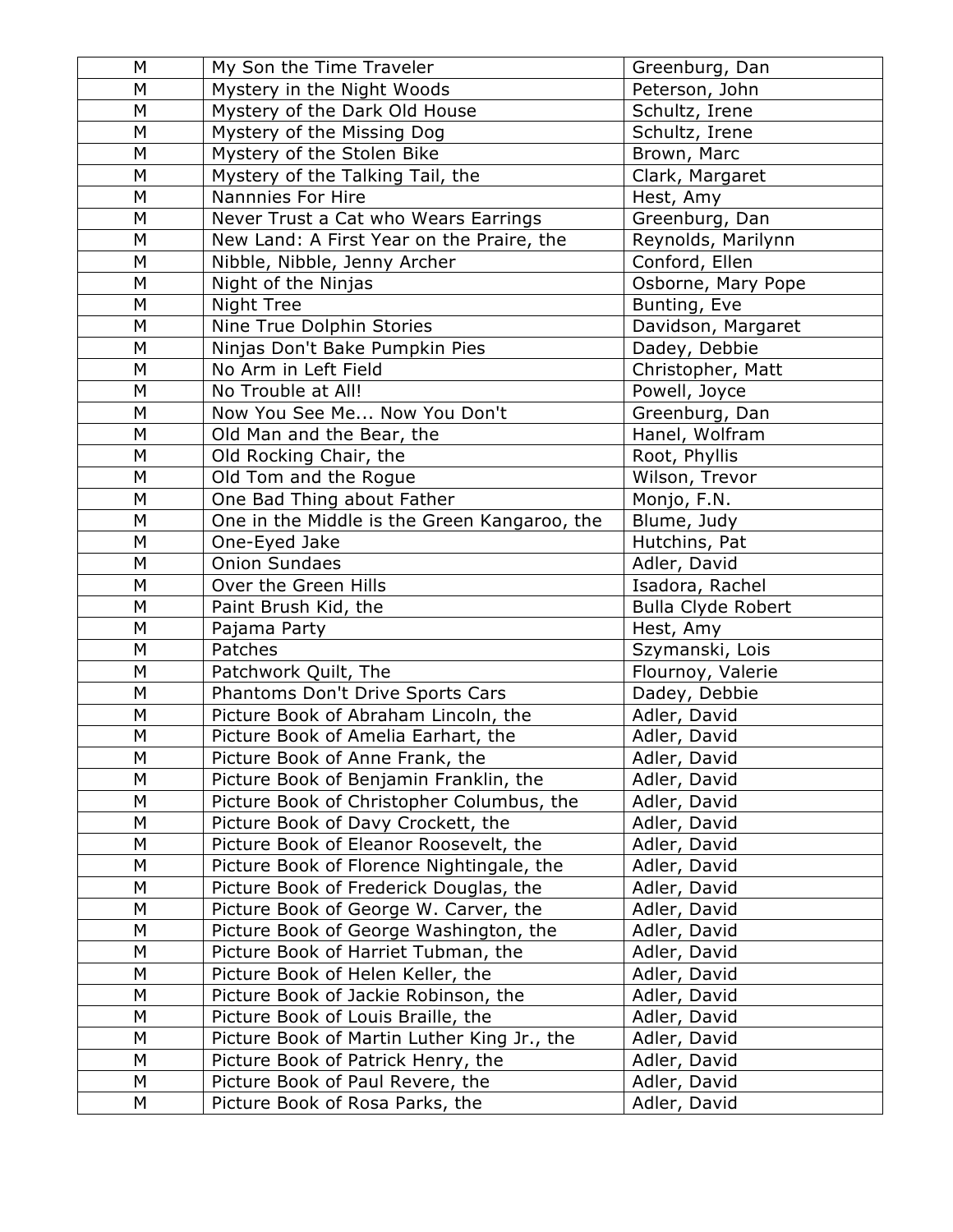| M | My Son the Time Traveler | Greenburg, Dan |
|---|---|---|
| M | Mystery in the Night Woods | Peterson, John |
| M | Mystery of the Dark Old House | Schultz, Irene |
| M | Mystery of the Missing Dog | Schultz, Irene |
| M | Mystery of the Stolen Bike | Brown, Marc |
| M | Mystery of the Talking Tail, the | Clark, Margaret |
| M | Nannnies For Hire | Hest, Amy |
| M | Never Trust a Cat who Wears Earrings | Greenburg, Dan |
| M | New Land: A First Year on the Praire, the | Reynolds, Marilynn |
| M | Nibble, Nibble, Jenny Archer | Conford, Ellen |
| M | Night of the Ninjas | Osborne, Mary Pope |
| M | Night Tree | Bunting, Eve |
| M | Nine True Dolphin Stories | Davidson, Margaret |
| M | Ninjas Don't Bake Pumpkin Pies | Dadey, Debbie |
| M | No Arm in Left Field | Christopher, Matt |
| M | No Trouble at All! | Powell, Joyce |
| M | Now You See Me... Now You Don't | Greenburg, Dan |
| M | Old Man and the Bear, the | Hanel, Wolfram |
| M | Old Rocking Chair, the | Root, Phyllis |
| M | Old Tom and the Rogue | Wilson, Trevor |
| M | One Bad Thing about Father | Monjo, F.N. |
| M | One in the Middle is the Green Kangaroo, the | Blume, Judy |
| M | One-Eyed Jake | Hutchins, Pat |
| M | Onion Sundaes | Adler, David |
| M | Over the Green Hills | Isadora, Rachel |
| M | Paint Brush Kid, the | Bulla Clyde Robert |
| M | Pajama Party | Hest, Amy |
| M | Patches | Szymanski, Lois |
| M | Patchwork Quilt, The | Flournoy, Valerie |
| M | Phantoms Don't Drive Sports Cars | Dadey, Debbie |
| M | Picture Book of Abraham Lincoln, the | Adler, David |
| M | Picture Book of Amelia Earhart, the | Adler, David |
| M | Picture Book of Anne Frank, the | Adler, David |
| M | Picture Book of Benjamin Franklin, the | Adler, David |
| M | Picture Book of Christopher Columbus, the | Adler, David |
| M | Picture Book of Davy Crockett, the | Adler, David |
| M | Picture Book of Eleanor Roosevelt, the | Adler, David |
| M | Picture Book of Florence Nightingale, the | Adler, David |
| M | Picture Book of Frederick Douglas, the | Adler, David |
| M | Picture Book of George W. Carver, the | Adler, David |
| M | Picture Book of George Washington, the | Adler, David |
| M | Picture Book of Harriet Tubman, the | Adler, David |
| M | Picture Book of Helen Keller, the | Adler, David |
| M | Picture Book of Jackie Robinson, the | Adler, David |
| M | Picture Book of Louis Braille, the | Adler, David |
| M | Picture Book of Martin Luther King Jr., the | Adler, David |
| M | Picture Book of Patrick Henry, the | Adler, David |
| M | Picture Book of Paul Revere, the | Adler, David |
| M | Picture Book of Rosa Parks, the | Adler, David |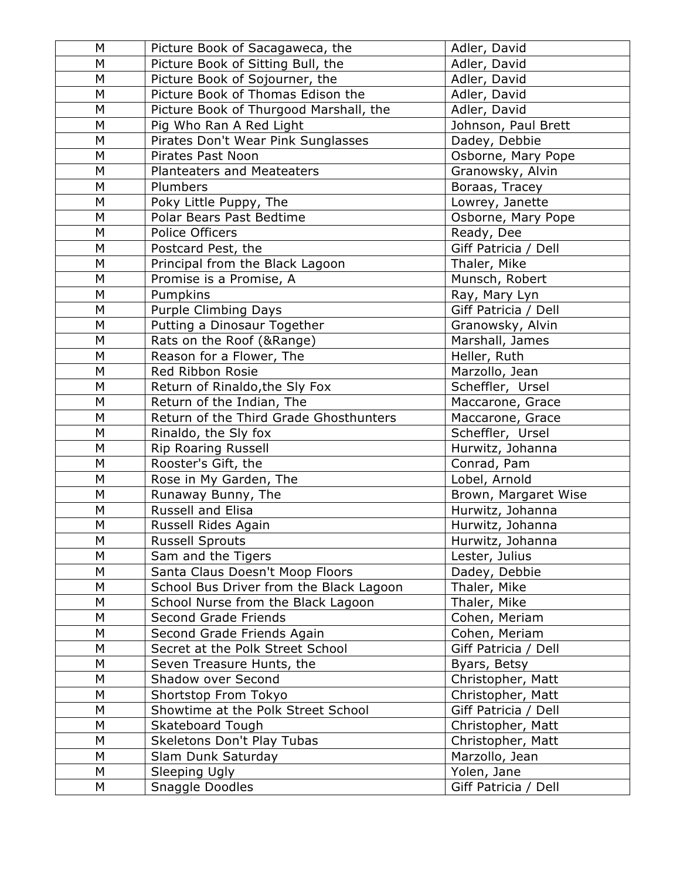| M | Picture Book of Sacagaweca, the | Adler, David |
|---|---|---|
| M | Picture Book of Sitting Bull, the | Adler, David |
| M | Picture Book of Sojourner, the | Adler, David |
| M | Picture Book of Thomas Edison the | Adler, David |
| M | Picture Book of Thurgood Marshall, the | Adler, David |
| M | Pig Who Ran A Red Light | Johnson, Paul Brett |
| M | Pirates Don't Wear Pink Sunglasses | Dadey, Debbie |
| M | Pirates Past Noon | Osborne, Mary Pope |
| M | Planteaters and Meateaters | Granowsky, Alvin |
| M | Plumbers | Boraas, Tracey |
| M | Poky Little Puppy, The | Lowrey, Janette |
| M | Polar Bears Past Bedtime | Osborne, Mary Pope |
| M | Police Officers | Ready, Dee |
| M | Postcard Pest, the | Giff Patricia / Dell |
| M | Principal from the Black Lagoon | Thaler, Mike |
| M | Promise is a Promise, A | Munsch, Robert |
| M | Pumpkins | Ray, Mary Lyn |
| M | Purple Climbing Days | Giff Patricia / Dell |
| M | Putting a Dinosaur Together | Granowsky, Alvin |
| M | Rats on the Roof (&Range) | Marshall, James |
| M | Reason for a Flower, The | Heller, Ruth |
| M | Red Ribbon Rosie | Marzollo, Jean |
| M | Return of Rinaldo,the Sly Fox | Scheffler, Ursel |
| M | Return of the Indian, The | Maccarone, Grace |
| M | Return of the Third Grade Ghosthunters | Maccarone, Grace |
| M | Rinaldo, the Sly fox | Scheffler, Ursel |
| M | Rip Roaring Russell | Hurwitz, Johanna |
| M | Rooster's Gift, the | Conrad, Pam |
| M | Rose in My Garden, The | Lobel, Arnold |
| M | Runaway Bunny, The | Brown, Margaret Wise |
| M | Russell and Elisa | Hurwitz, Johanna |
| M | Russell Rides Again | Hurwitz, Johanna |
| M | Russell Sprouts | Hurwitz, Johanna |
| M | Sam and the Tigers | Lester, Julius |
| M | Santa Claus Doesn't Moop Floors | Dadey, Debbie |
| M | School Bus Driver from the Black Lagoon | Thaler, Mike |
| M | School Nurse from the Black Lagoon | Thaler, Mike |
| M | Second Grade Friends | Cohen, Meriam |
| M | Second Grade Friends Again | Cohen, Meriam |
| M | Secret at the Polk Street School | Giff Patricia / Dell |
| M | Seven Treasure Hunts, the | Byars, Betsy |
| M | Shadow over Second | Christopher, Matt |
| M | Shortstop From Tokyo | Christopher, Matt |
| M | Showtime at the Polk Street School | Giff Patricia / Dell |
| M | Skateboard Tough | Christopher, Matt |
| M | Skeletons Don't Play Tubas | Christopher, Matt |
| M | Slam Dunk Saturday | Marzollo, Jean |
| M | Sleeping Ugly | Yolen, Jane |
| M | Snaggle Doodles | Giff Patricia / Dell |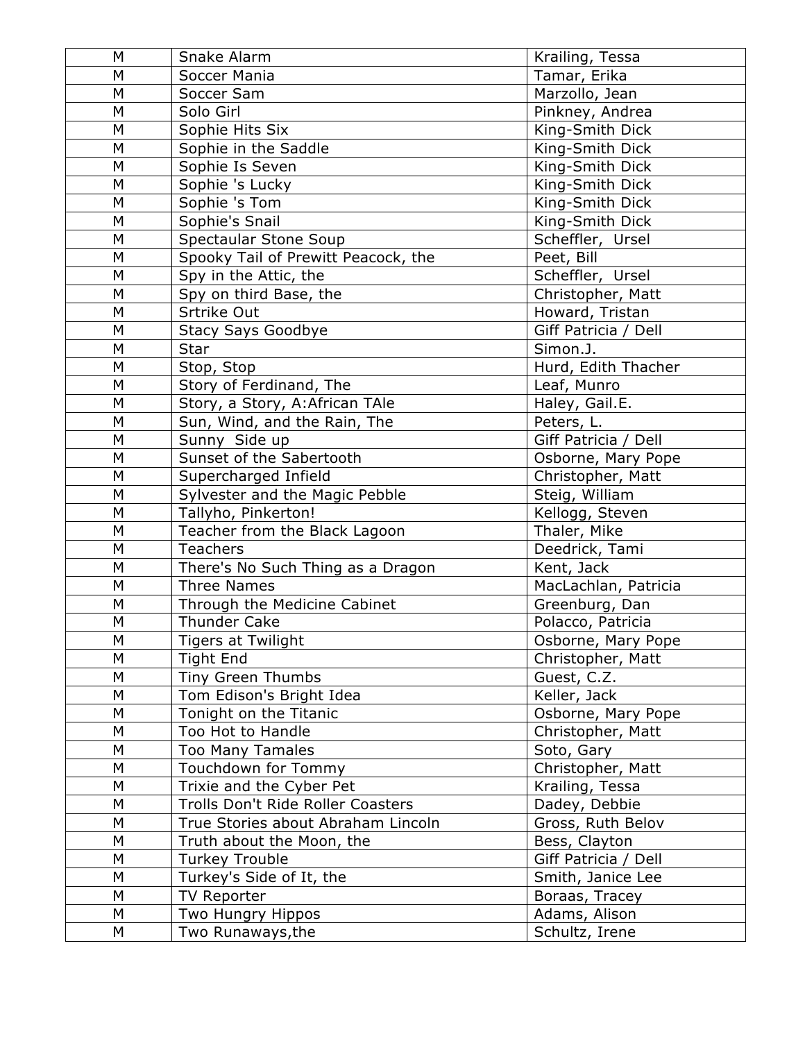| M | Snake Alarm | Krailing, Tessa |
|---|---|---|
| M | Soccer Mania | Tamar, Erika |
| M | Soccer Sam | Marzollo, Jean |
| M | Solo Girl | Pinkney, Andrea |
| M | Sophie Hits Six | King-Smith Dick |
| M | Sophie in the Saddle | King-Smith Dick |
| M | Sophie Is Seven | King-Smith Dick |
| M | Sophie 's Lucky | King-Smith Dick |
| M | Sophie 's Tom | King-Smith Dick |
| M | Sophie's Snail | King-Smith Dick |
| M | Spectaular Stone Soup | Scheffler,  Ursel |
| M | Spooky Tail of Prewitt Peacock, the | Peet, Bill |
| M | Spy in the Attic, the | Scheffler,  Ursel |
| M | Spy on third Base, the | Christopher, Matt |
| M | Srtrike Out | Howard, Tristan |
| M | Stacy Says Goodbye | Giff Patricia / Dell |
| M | Star | Simon.J. |
| M | Stop, Stop | Hurd, Edith Thacher |
| M | Story of Ferdinand, The | Leaf, Munro |
| M | Story, a Story, A:African TAle | Haley, Gail.E. |
| M | Sun, Wind, and the Rain, The | Peters, L. |
| M | Sunny  Side up | Giff Patricia / Dell |
| M | Sunset of the Sabertooth | Osborne, Mary Pope |
| M | Supercharged Infield | Christopher, Matt |
| M | Sylvester and the Magic Pebble | Steig, William |
| M | Tallyho, Pinkerton! | Kellogg, Steven |
| M | Teacher from the Black Lagoon | Thaler, Mike |
| M | Teachers | Deedrick, Tami |
| M | There's No Such Thing as a Dragon | Kent, Jack |
| M | Three Names | MacLachlan, Patricia |
| M | Through the Medicine Cabinet | Greenburg, Dan |
| M | Thunder Cake | Polacco, Patricia |
| M | Tigers at Twilight | Osborne, Mary Pope |
| M | Tight End | Christopher, Matt |
| M | Tiny Green Thumbs | Guest, C.Z. |
| M | Tom Edison's Bright Idea | Keller, Jack |
| M | Tonight on the Titanic | Osborne, Mary Pope |
| M | Too Hot to Handle | Christopher, Matt |
| M | Too Many Tamales | Soto, Gary |
| M | Touchdown for Tommy | Christopher, Matt |
| M | Trixie and the Cyber Pet | Krailing, Tessa |
| M | Trolls Don't Ride Roller Coasters | Dadey, Debbie |
| M | True Stories about Abraham Lincoln | Gross, Ruth Belov |
| M | Truth about the Moon, the | Bess, Clayton |
| M | Turkey Trouble | Giff Patricia / Dell |
| M | Turkey's Side of It, the | Smith, Janice Lee |
| M | TV Reporter | Boraas, Tracey |
| M | Two Hungry Hippos | Adams, Alison |
| M | Two Runaways,the | Schultz, Irene |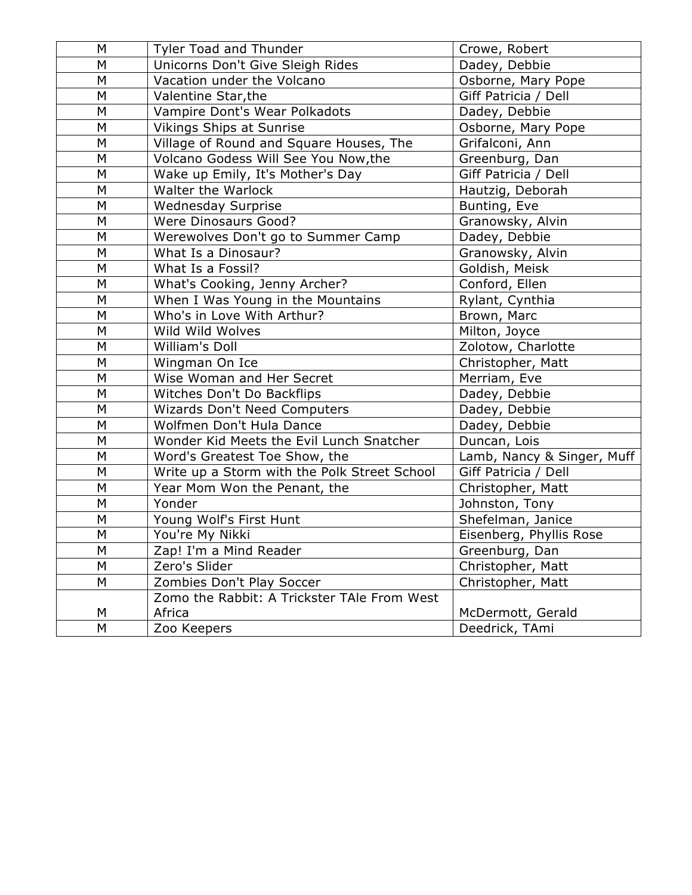| | | |
|---|---|---|
| M | Tyler Toad and Thunder | Crowe, Robert |
| M | Unicorns Don't Give Sleigh Rides | Dadey, Debbie |
| M | Vacation under the Volcano | Osborne, Mary Pope |
| M | Valentine Star,the | Giff Patricia / Dell |
| M | Vampire Dont's Wear Polkadots | Dadey, Debbie |
| M | Vikings Ships at Sunrise | Osborne, Mary Pope |
| M | Village of Round and Square Houses, The | Grifalconi, Ann |
| M | Volcano Godess Will See You Now,the | Greenburg, Dan |
| M | Wake up Emily, It's Mother's Day | Giff Patricia / Dell |
| M | Walter the Warlock | Hautzig, Deborah |
| M | Wednesday Surprise | Bunting, Eve |
| M | Were Dinosaurs Good? | Granowsky, Alvin |
| M | Werewolves Don't go to Summer Camp | Dadey, Debbie |
| M | What Is a Dinosaur? | Granowsky, Alvin |
| M | What Is a Fossil? | Goldish, Meisk |
| M | What's Cooking, Jenny Archer? | Conford, Ellen |
| M | When I Was Young in the Mountains | Rylant, Cynthia |
| M | Who's in Love With Arthur? | Brown, Marc |
| M | Wild Wild Wolves | Milton, Joyce |
| M | William's Doll | Zolotow, Charlotte |
| M | Wingman On Ice | Christopher, Matt |
| M | Wise Woman and Her Secret | Merriam, Eve |
| M | Witches Don't Do Backflips | Dadey, Debbie |
| M | Wizards Don't Need Computers | Dadey, Debbie |
| M | Wolfmen Don't Hula Dance | Dadey, Debbie |
| M | Wonder Kid Meets the Evil Lunch Snatcher | Duncan, Lois |
| M | Word's Greatest Toe Show, the | Lamb, Nancy & Singer, Muff |
| M | Write up a Storm with the Polk Street School | Giff Patricia / Dell |
| M | Year Mom Won the Penant, the | Christopher, Matt |
| M | Yonder | Johnston, Tony |
| M | Young Wolf's First Hunt | Shefelman, Janice |
| M | You're My Nikki | Eisenberg, Phyllis Rose |
| M | Zap! I'm a Mind Reader | Greenburg, Dan |
| M | Zero's Slider | Christopher, Matt |
| M | Zombies Don't Play Soccer | Christopher, Matt |
| M | Zomo the Rabbit: A Trickster TAle From West Africa | McDermott, Gerald |
| M | Zoo Keepers | Deedrick, TAmi |